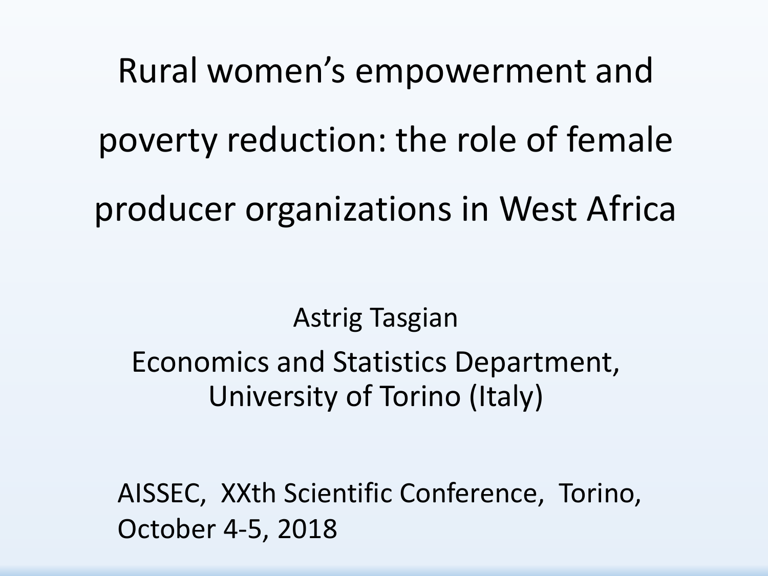# Rural women's empowerment and poverty reduction: the role of female producer organizations in West Africa

Astrig Tasgian

Economics and Statistics Department, University of Torino (Italy)

AISSEC, XXth Scientific Conference, Torino, October 4-5, 2018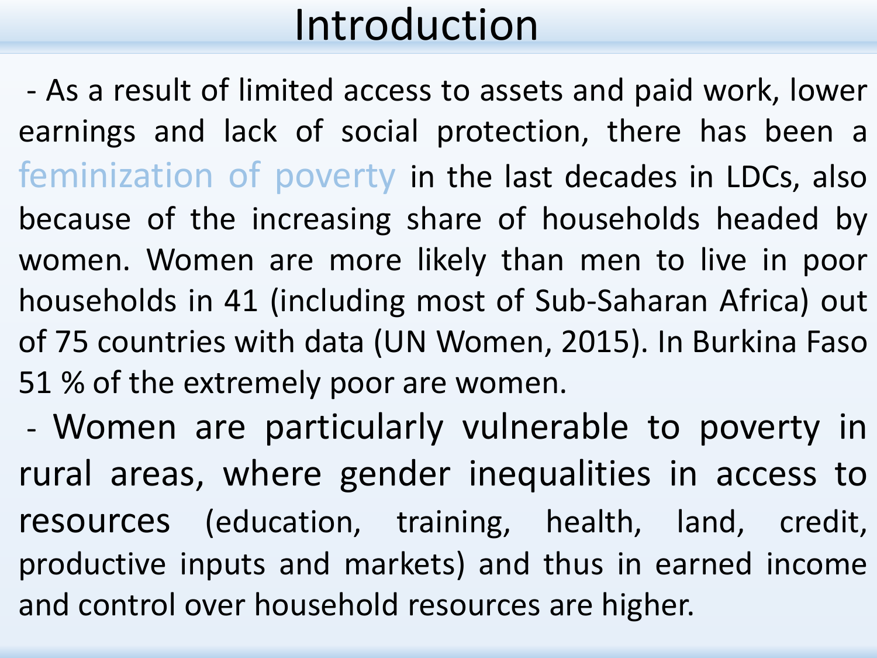# Introduction

- As a result of limited access to assets and paid work, lower earnings and lack of social protection, there has been a feminization of poverty in the last decades in LDCs, also because of the increasing share of households headed by women. Women are more likely than men to live in poor households in 41 (including most of Sub-Saharan Africa) out of 75 countries with data (UN Women, 2015). In Burkina Faso 51 % of the extremely poor are women.
- Women are particularly vulnerable to poverty in rural areas, where gender inequalities in access to resources (education, training, health, land, credit, productive inputs and markets) and thus in earned income and control over household resources are higher.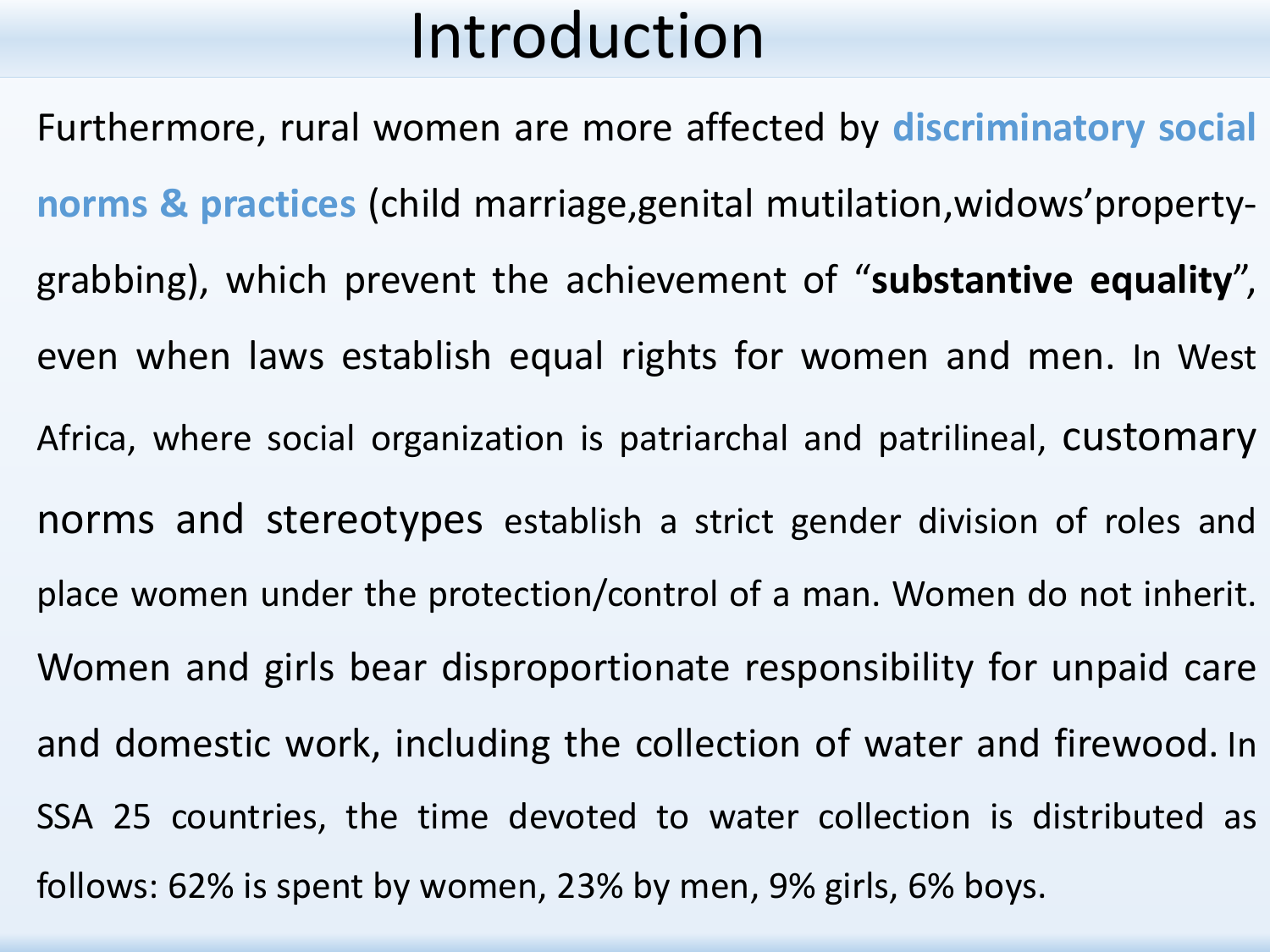# Introduction

Furthermore, rural women are more affected by **discriminatory social norms & practices** (child marriage,genital mutilation,widows'property-grabbing), which prevent the achievement of "**substantive equality**", even when laws establish equal rights for women and men. In West Africa, where social organization is patriarchal and patrilineal, customary norms and stereotypes establish a strict gender division of roles and place women under the protection/control of a man. Women do not inherit. Women and girls bear disproportionate responsibility for unpaid care and domestic work, including the collection of water and firewood. In SSA 25 countries, the time devoted to water collection is distributed as follows: 62% is spent by women, 23% by men, 9% girls, 6% boys.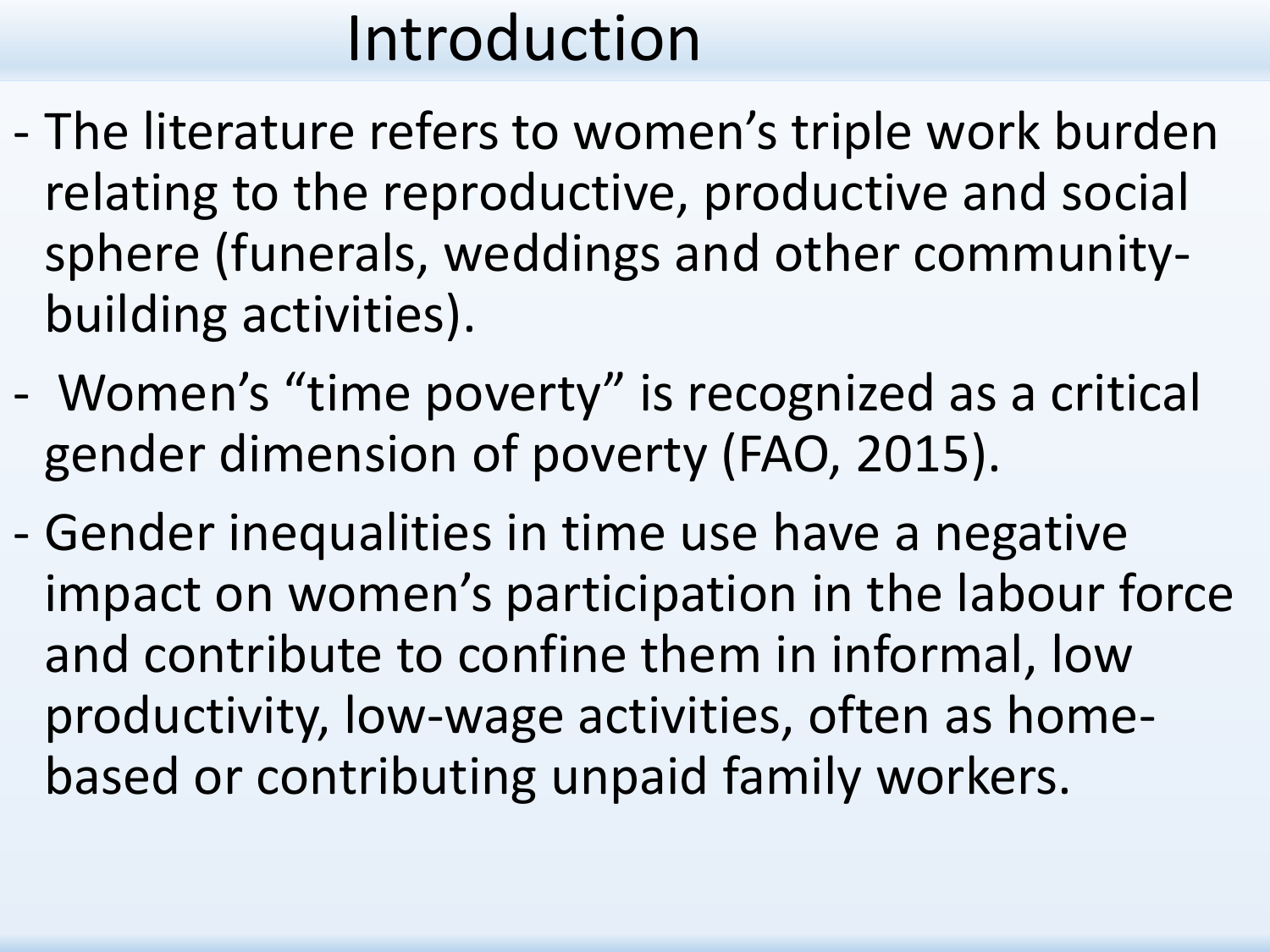# Introduction

- The literature refers to women's triple work burden relating to the reproductive, productive and social sphere (funerals, weddings and other community-building activities).
- Women's "time poverty" is recognized as a critical gender dimension of poverty (FAO, 2015).
- Gender inequalities in time use have a negative impact on women's participation in the labour force and contribute to confine them in informal, low productivity, low-wage activities, often as home-based or contributing unpaid family workers.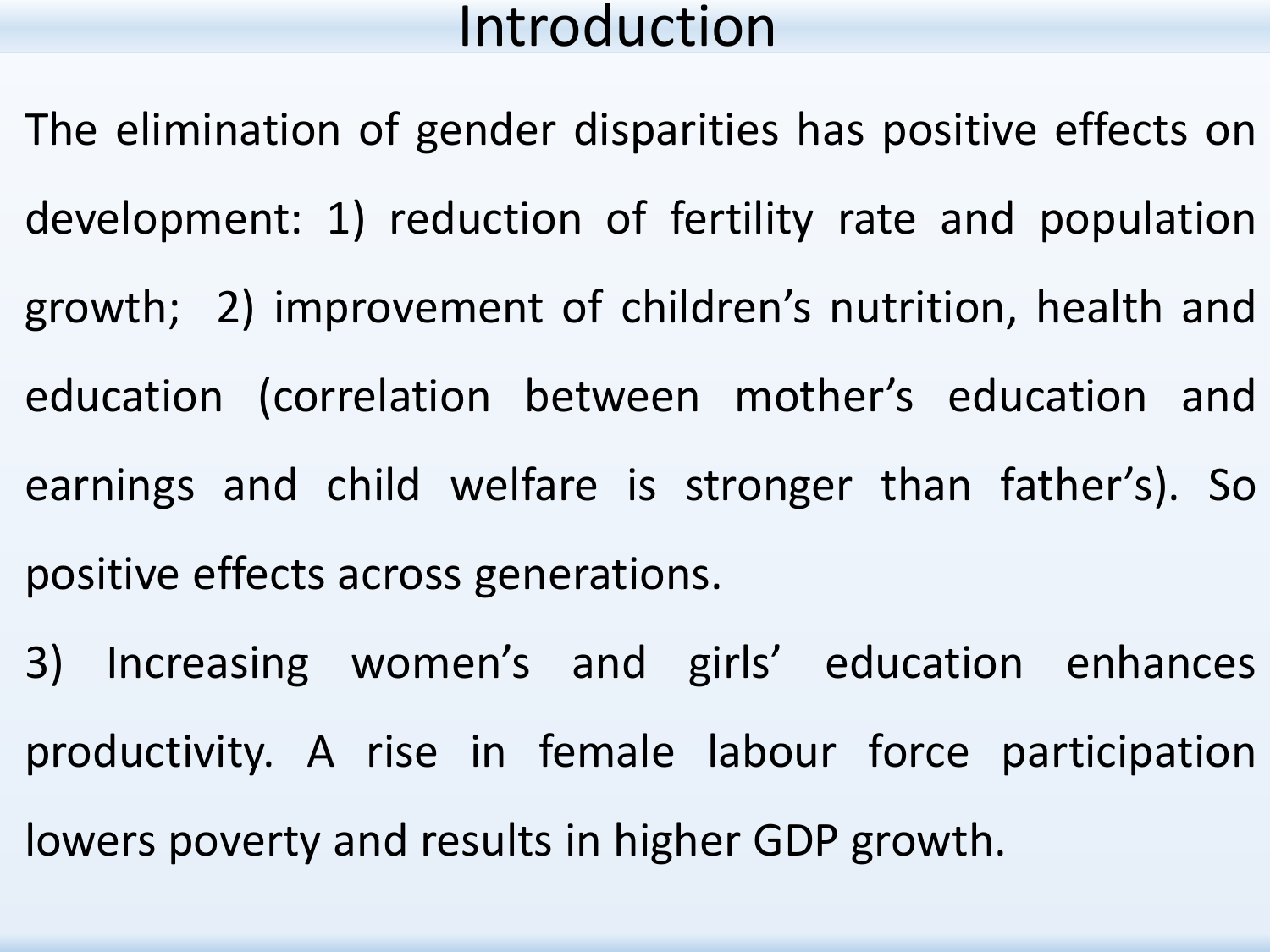# Introduction

The elimination of gender disparities has positive effects on development: 1) reduction of fertility rate and population growth;  2) improvement of children's nutrition, health and education (correlation between mother's education and earnings and child welfare is stronger than father's). So positive effects across generations.

3) Increasing women's and girls' education enhances productivity. A rise in female labour force participation lowers poverty and results in higher GDP growth.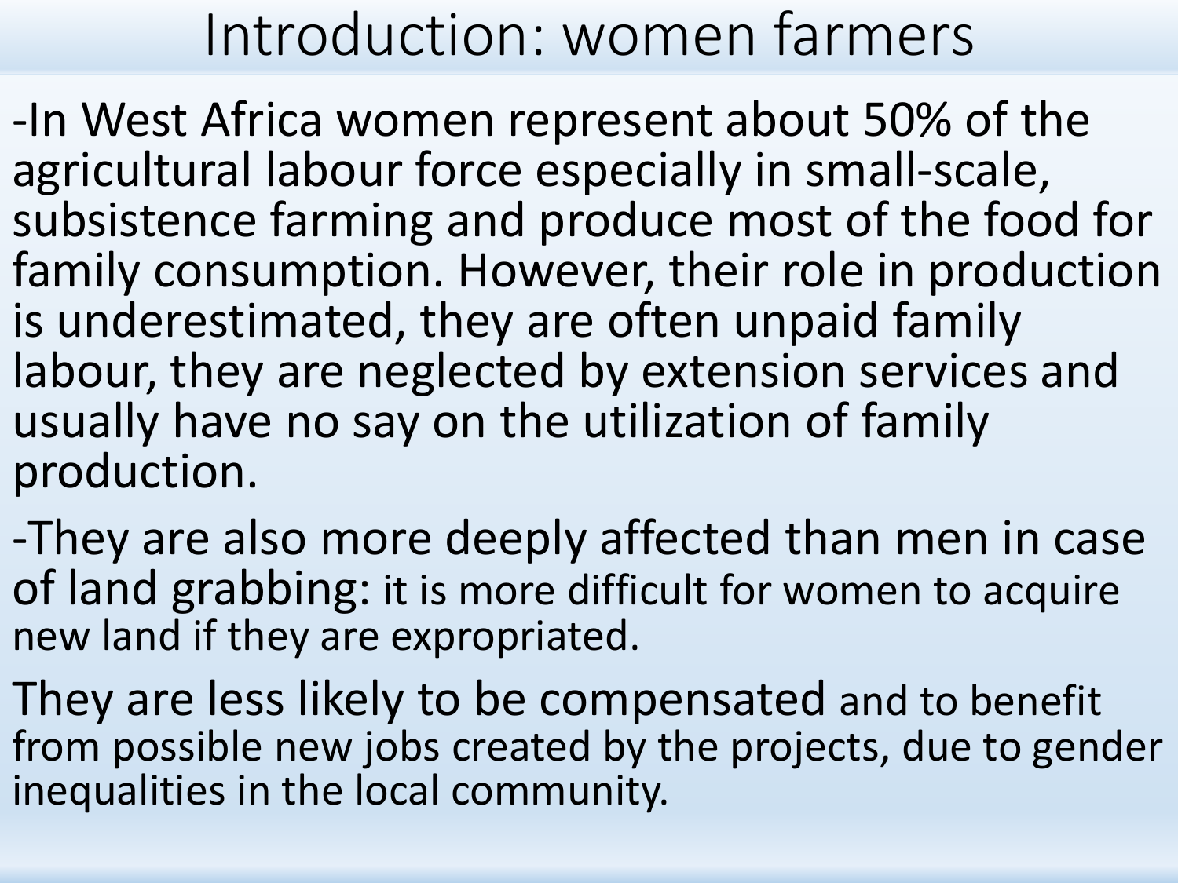# Introduction: women farmers

-In West Africa women represent about 50% of the agricultural labour force especially in small-scale, subsistence farming and produce most of the food for family consumption. However, their role in production is underestimated, they are often unpaid family labour, they are neglected by extension services and usually have no say on the utilization of family production.

-They are also more deeply affected than men in case of land grabbing: it is more difficult for women to acquire new land if they are expropriated.

They are less likely to be compensated and to benefit from possible new jobs created by the projects, due to gender inequalities in the local community.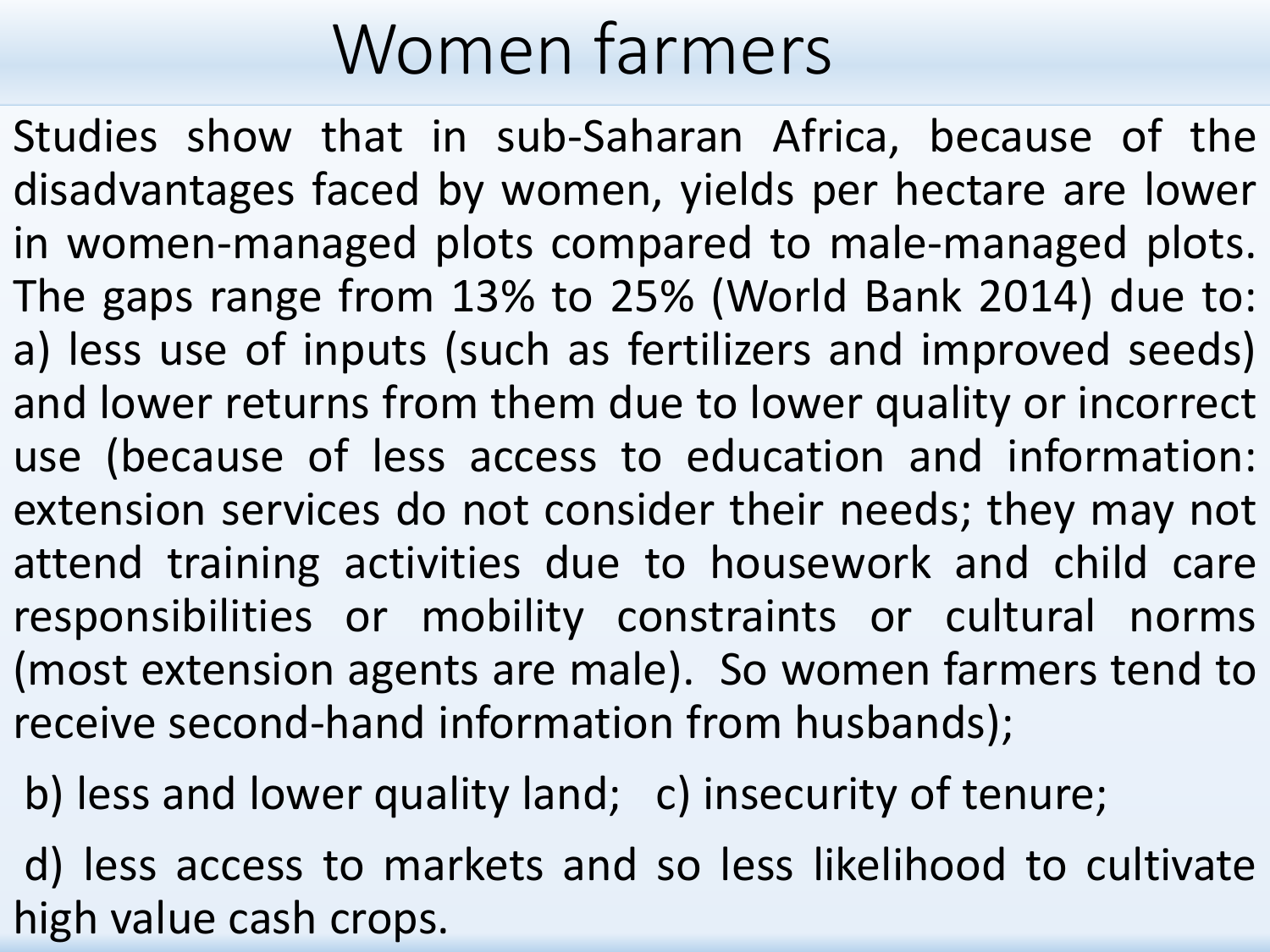# Women farmers

Studies show that in sub-Saharan Africa, because of the disadvantages faced by women, yields per hectare are lower in women-managed plots compared to male-managed plots. The gaps range from 13% to 25% (World Bank 2014) due to: a) less use of inputs (such as fertilizers and improved seeds) and lower returns from them due to lower quality or incorrect use (because of less access to education and information: extension services do not consider their needs; they may not attend training activities due to housework and child care responsibilities or mobility constraints or cultural norms (most extension agents are male). So women farmers tend to receive second-hand information from husbands);

b) less and lower quality land; c) insecurity of tenure;

d) less access to markets and so less likelihood to cultivate high value cash crops.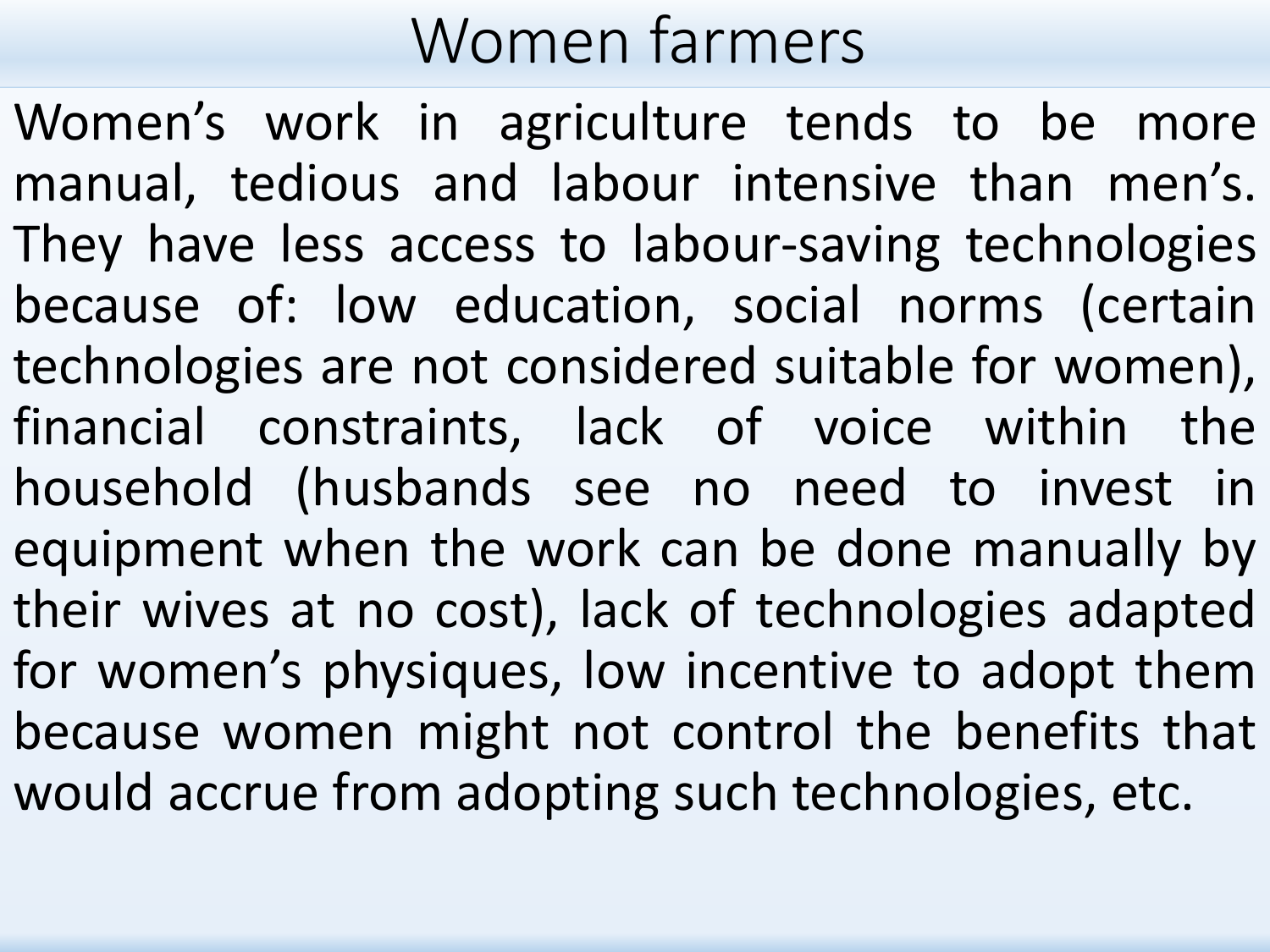# Women farmers

Women's work in agriculture tends to be more manual, tedious and labour intensive than men's. They have less access to labour-saving technologies because of: low education, social norms (certain technologies are not considered suitable for women), financial constraints, lack of voice within the household (husbands see no need to invest in equipment when the work can be done manually by their wives at no cost), lack of technologies adapted for women's physiques, low incentive to adopt them because women might not control the benefits that would accrue from adopting such technologies, etc.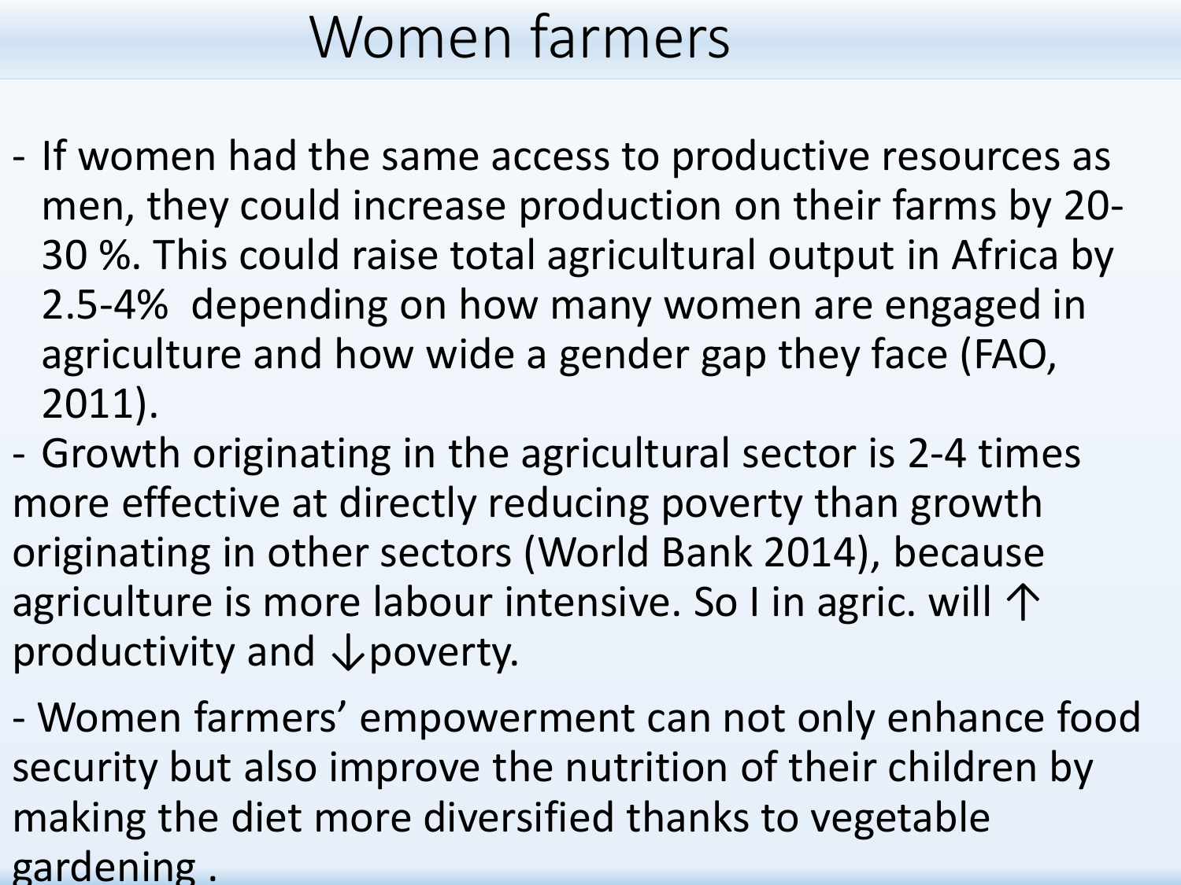# Women farmers

- If women had the same access to productive resources as men, they could increase production on their farms by 20-30 %. This could raise total agricultural output in Africa by 2.5-4% depending on how many women are engaged in agriculture and how wide a gender gap they face (FAO, 2011).
- Growth originating in the agricultural sector is 2-4 times more effective at directly reducing poverty than growth originating in other sectors (World Bank 2014), because agriculture is more labour intensive. So I in agric. will ↑ productivity and ↓poverty.
- Women farmers' empowerment can not only enhance food security but also improve the nutrition of their children by making the diet more diversified thanks to vegetable gardening .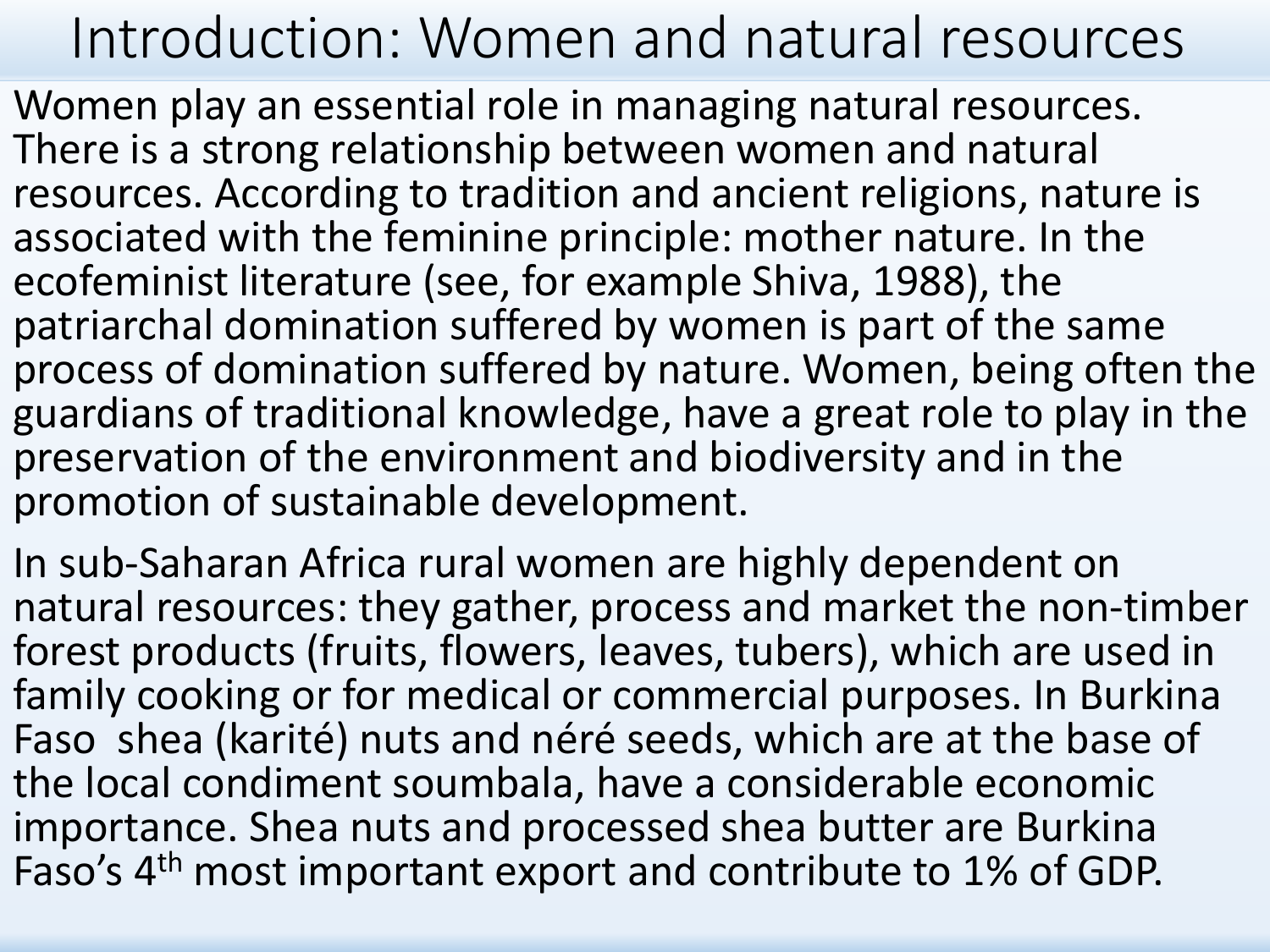# Introduction: Women and natural resources

Women play an essential role in managing natural resources. There is a strong relationship between women and natural resources. According to tradition and ancient religions, nature is associated with the feminine principle: mother nature. In the ecofeminist literature (see, for example Shiva, 1988), the patriarchal domination suffered by women is part of the same process of domination suffered by nature. Women, being often the guardians of traditional knowledge, have a great role to play in the preservation of the environment and biodiversity and in the promotion of sustainable development.

In sub-Saharan Africa rural women are highly dependent on natural resources: they gather, process and market the non-timber forest products (fruits, flowers, leaves, tubers), which are used in family cooking or for medical or commercial purposes. In Burkina Faso shea (karité) nuts and néré seeds, which are at the base of the local condiment soumbala, have a considerable economic importance. Shea nuts and processed shea butter are Burkina Faso's 4th most important export and contribute to 1% of GDP.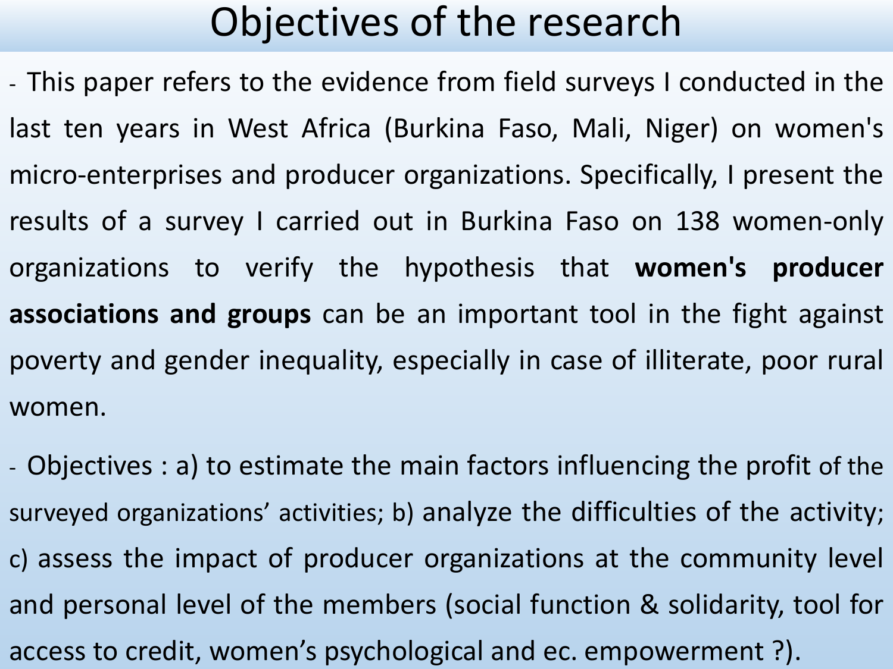# Objectives of the research

- This paper refers to the evidence from field surveys I conducted in the last ten years in West Africa (Burkina Faso, Mali, Niger) on women's micro-enterprises and producer organizations. Specifically, I present the results of a survey I carried out in Burkina Faso on 138 women-only organizations to verify the hypothesis that **women's producer associations and groups** can be an important tool in the fight against poverty and gender inequality, especially in case of illiterate, poor rural women.

- Objectives : a) to estimate the main factors influencing the profit of the surveyed organizations' activities; b) analyze the difficulties of the activity; c) assess the impact of producer organizations at the community level and personal level of the members (social function & solidarity, tool for access to credit, women's psychological and ec. empowerment ?).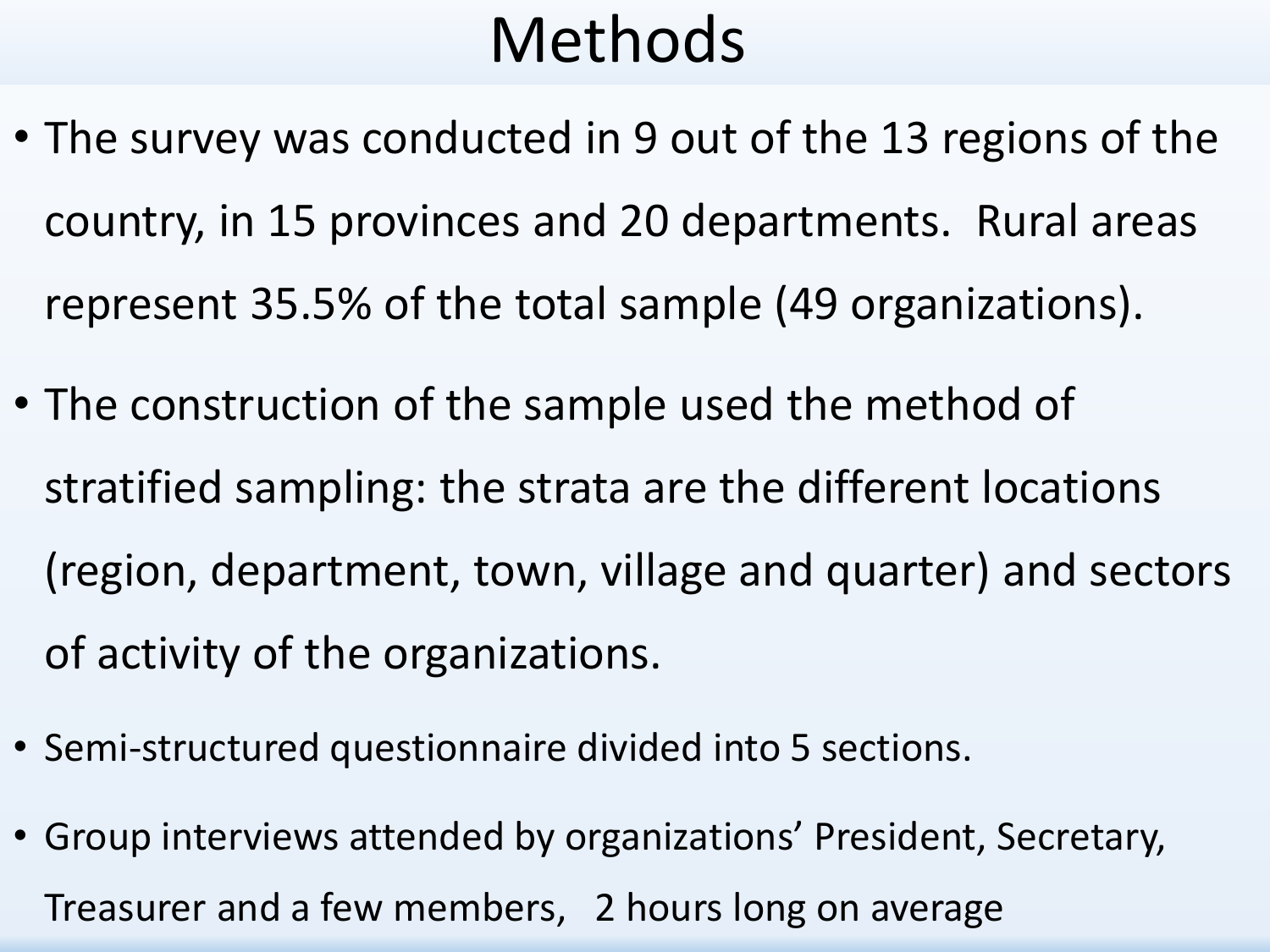# Methods

- The survey was conducted in 9 out of the 13 regions of the country, in 15 provinces and 20 departments. Rural areas represent 35.5% of the total sample (49 organizations).
- The construction of the sample used the method of stratified sampling: the strata are the different locations (region, department, town, village and quarter) and sectors of activity of the organizations.
- Semi-structured questionnaire divided into 5 sections.
- Group interviews attended by organizations' President, Secretary, Treasurer and a few members, 2 hours long on average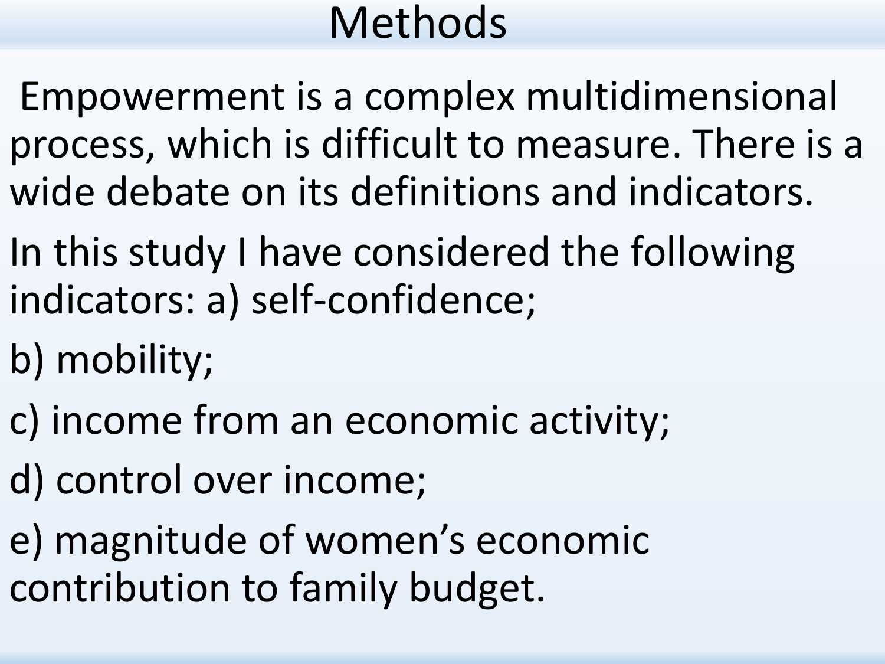# Methods

Empowerment is a complex multidimensional process, which is difficult to measure. There is a wide debate on its definitions and indicators.

In this study I have considered the following indicators: a) self-confidence;

b) mobility;

c) income from an economic activity;

d) control over income;

e) magnitude of women's economic contribution to family budget.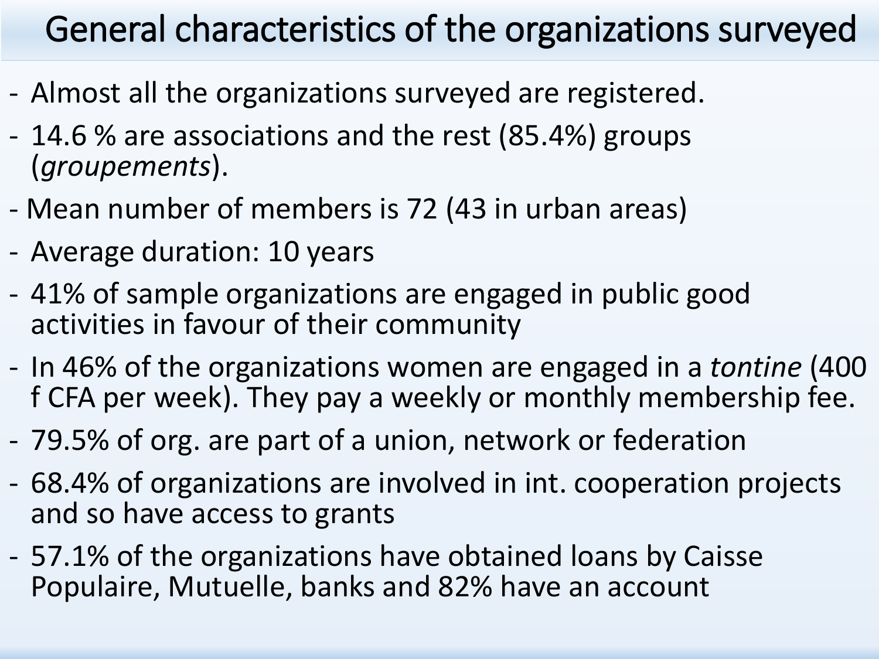# General characteristics of the organizations surveyed

- Almost all the organizations surveyed are registered.
- 14.6 % are associations and the rest (85.4%) groups (*groupements*).
- Mean number of members is 72 (43 in urban areas)
- Average duration: 10 years
- 41% of sample organizations are engaged in public good activities in favour of their community
- In 46% of the organizations women are engaged in a *tontine* (400 f CFA per week). They pay a weekly or monthly membership fee.
- 79.5% of org. are part of a union, network or federation
- 68.4% of organizations are involved in int. cooperation projects and so have access to grants
- 57.1% of the organizations have obtained loans by Caisse Populaire, Mutuelle, banks and 82% have an account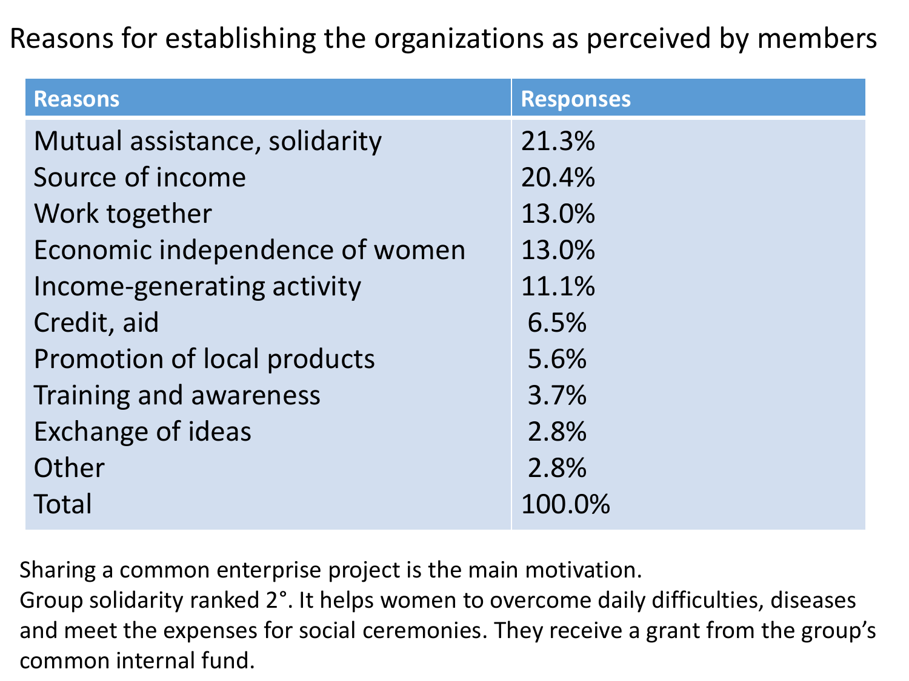# Reasons for establishing the organizations as perceived by members

| Reasons | Responses |
|---|---|
| Mutual assistance, solidarity | 21.3% |
| Source of income | 20.4% |
| Work together | 13.0% |
| Economic independence of women | 13.0% |
| Income-generating activity | 11.1% |
| Credit, aid | 6.5% |
| Promotion of local products | 5.6% |
| Training and awareness | 3.7% |
| Exchange of ideas | 2.8% |
| Other | 2.8% |
| Total | 100.0% |

Sharing a common enterprise project is the main motivation.
Group solidarity ranked 2°. It helps women to overcome daily difficulties, diseases and meet the expenses for social ceremonies. They receive a grant from the group's common internal fund.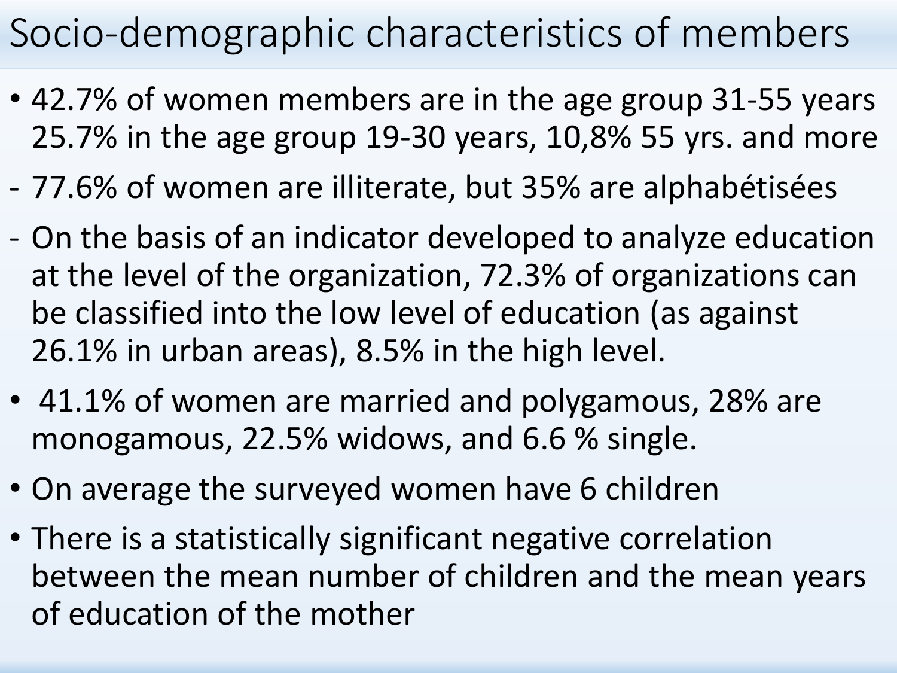# Socio-demographic characteristics of members

- 42.7% of women members are in the age group 31-55 years 25.7% in the age group 19-30 years, 10,8% 55 yrs. and more
- 77.6% of women are illiterate, but 35% are alphabétisées
- On the basis of an indicator developed to analyze education at the level of the organization, 72.3% of organizations can be classified into the low level of education (as against 26.1% in urban areas), 8.5% in the high level.
- 41.1% of women are married and polygamous, 28% are monogamous, 22.5% widows, and 6.6 % single.
- On average the surveyed women have 6 children
- There is a statistically significant negative correlation between the mean number of children and the mean years of education of the mother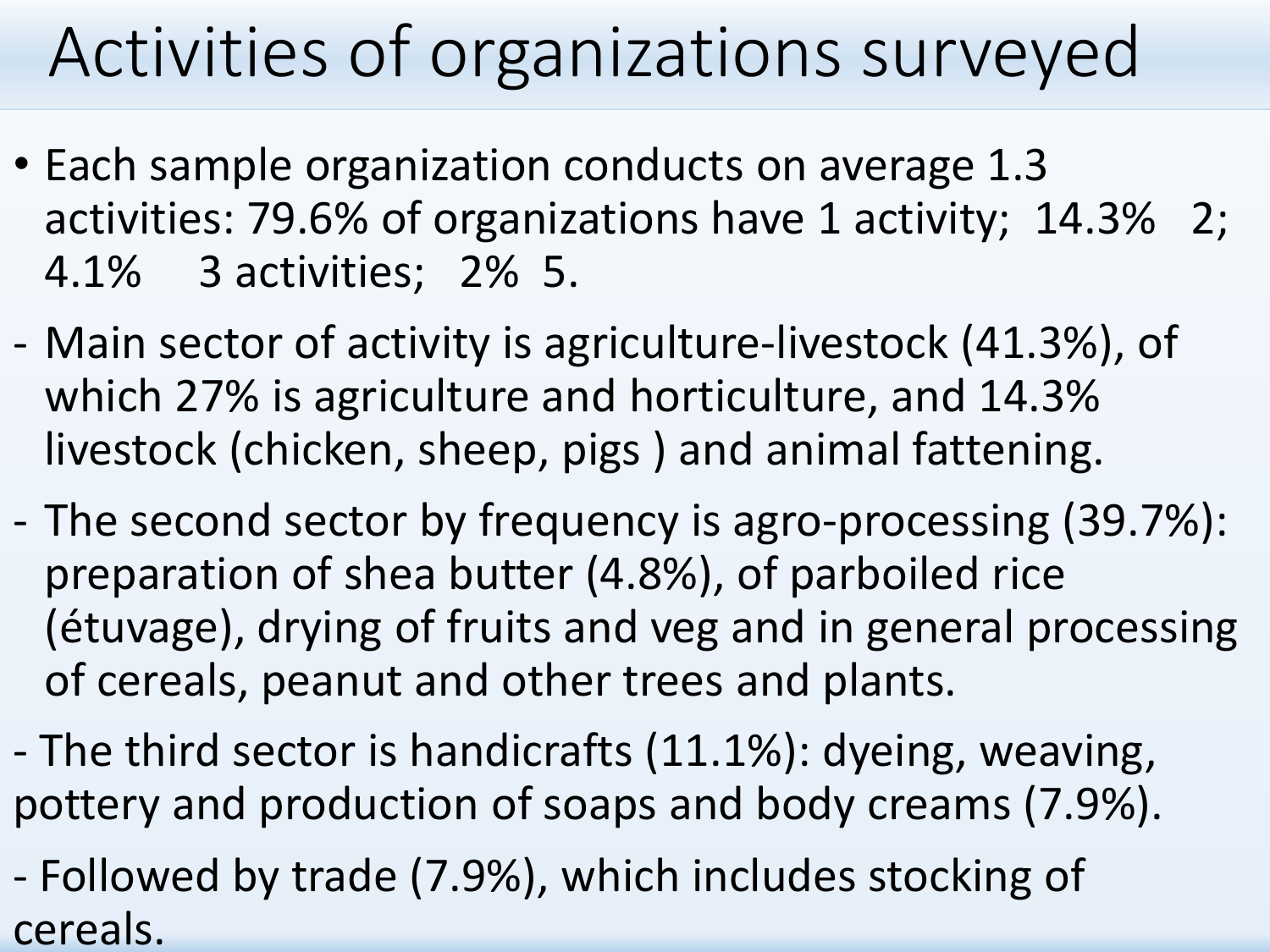# Activities of organizations surveyed

- Each sample organization conducts on average 1.3 activities: 79.6% of organizations have 1 activity; 14.3% 2; 4.1% 3 activities; 2% 5.

- Main sector of activity is agriculture-livestock (41.3%), of which 27% is agriculture and horticulture, and 14.3% livestock (chicken, sheep, pigs ) and animal fattening.

- The second sector by frequency is agro-processing (39.7%): preparation of shea butter (4.8%), of parboiled rice (étuvage), drying of fruits and veg and in general processing of cereals, peanut and other trees and plants.

- The third sector is handicrafts (11.1%): dyeing, weaving, pottery and production of soaps and body creams (7.9%).

- Followed by trade (7.9%), which includes stocking of cereals.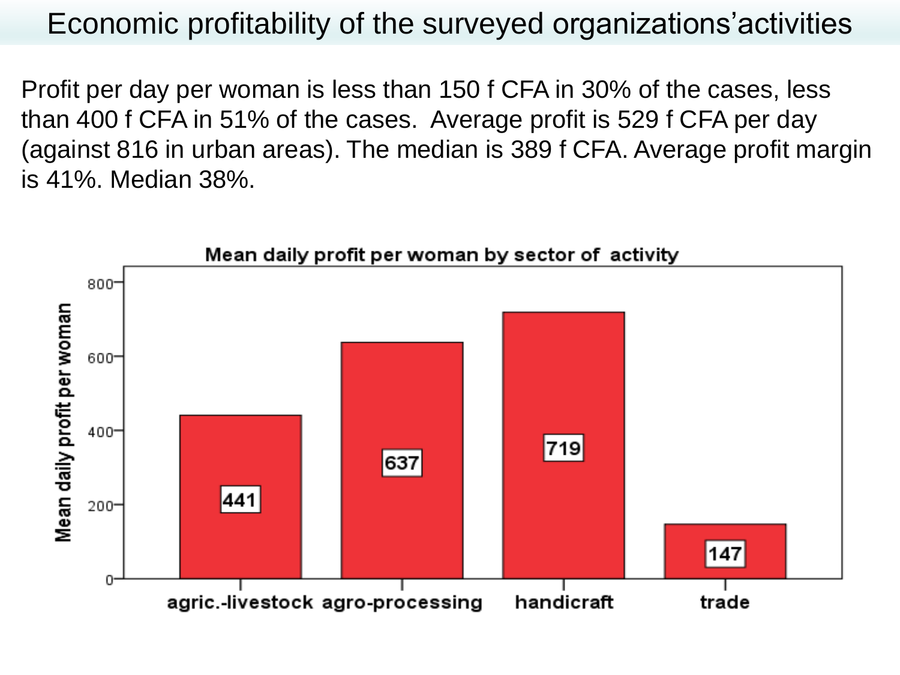# Economic profitability of the surveyed organizations'activities

Profit per day per woman is less than 150 f CFA in 30% of the cases, less than 400 f CFA in 51% of the cases.  Average profit is 529 f CFA per day (against 816 in urban areas). The median is 389 f CFA. Average profit margin is 41%. Median 38%.

**Mean daily profit per woman by sector of activity**

| Sector of activity | Mean daily profit per woman |
| --- | --- |
| agric.-livestock | 441 |
| agro-processing | 637 |
| handicraft | 719 |
| trade | 147 |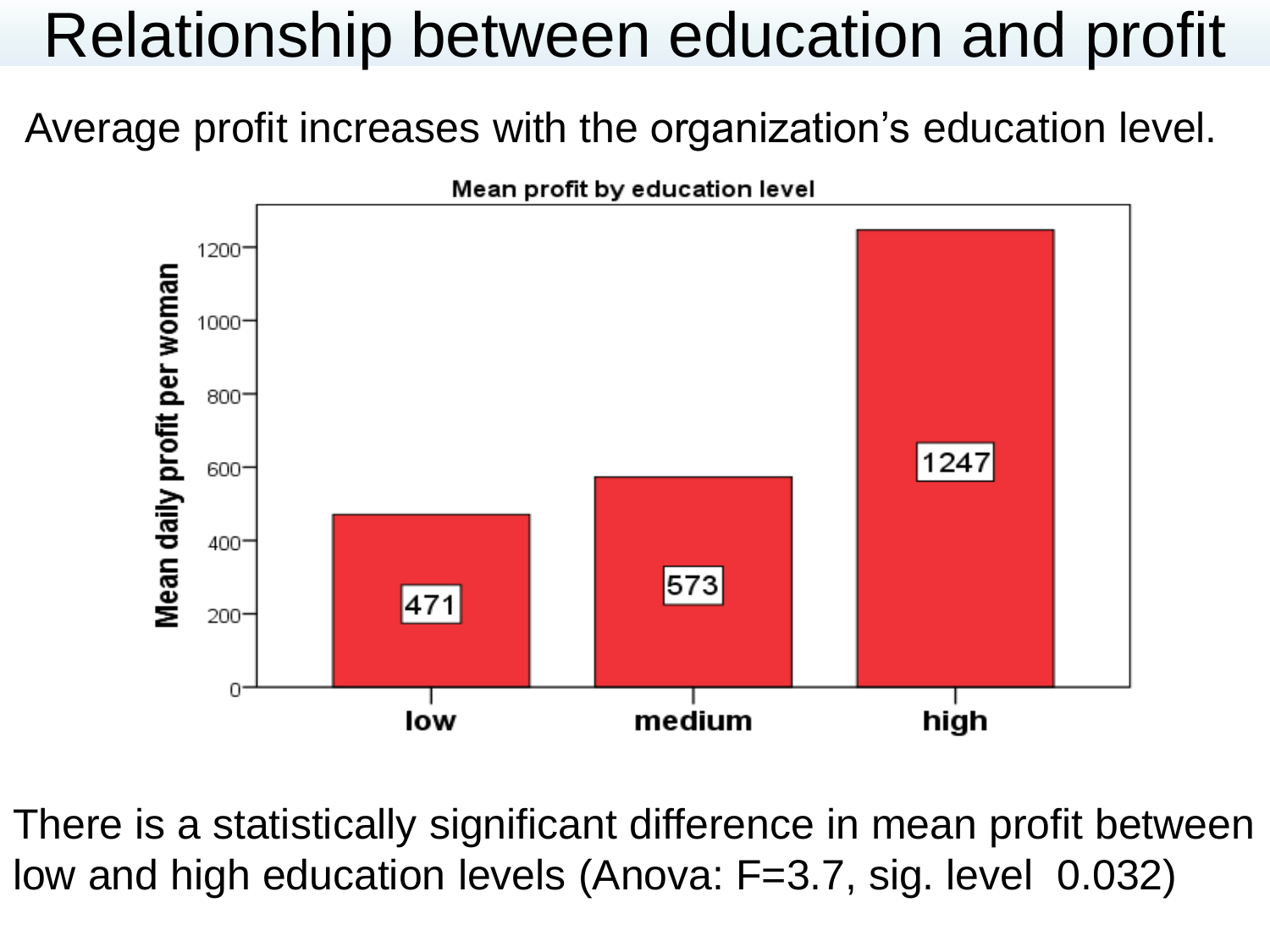# Relationship between education and profit

Average profit increases with the organization's education level.

**Mean profit by education level**

| Education level | Mean daily profit per woman |
|---|---|
| low | 471 |
| medium | 573 |
| high | 1247 |

There is a statistically significant difference in mean profit between low and high education levels (Anova: F=3.7, sig. level 0.032)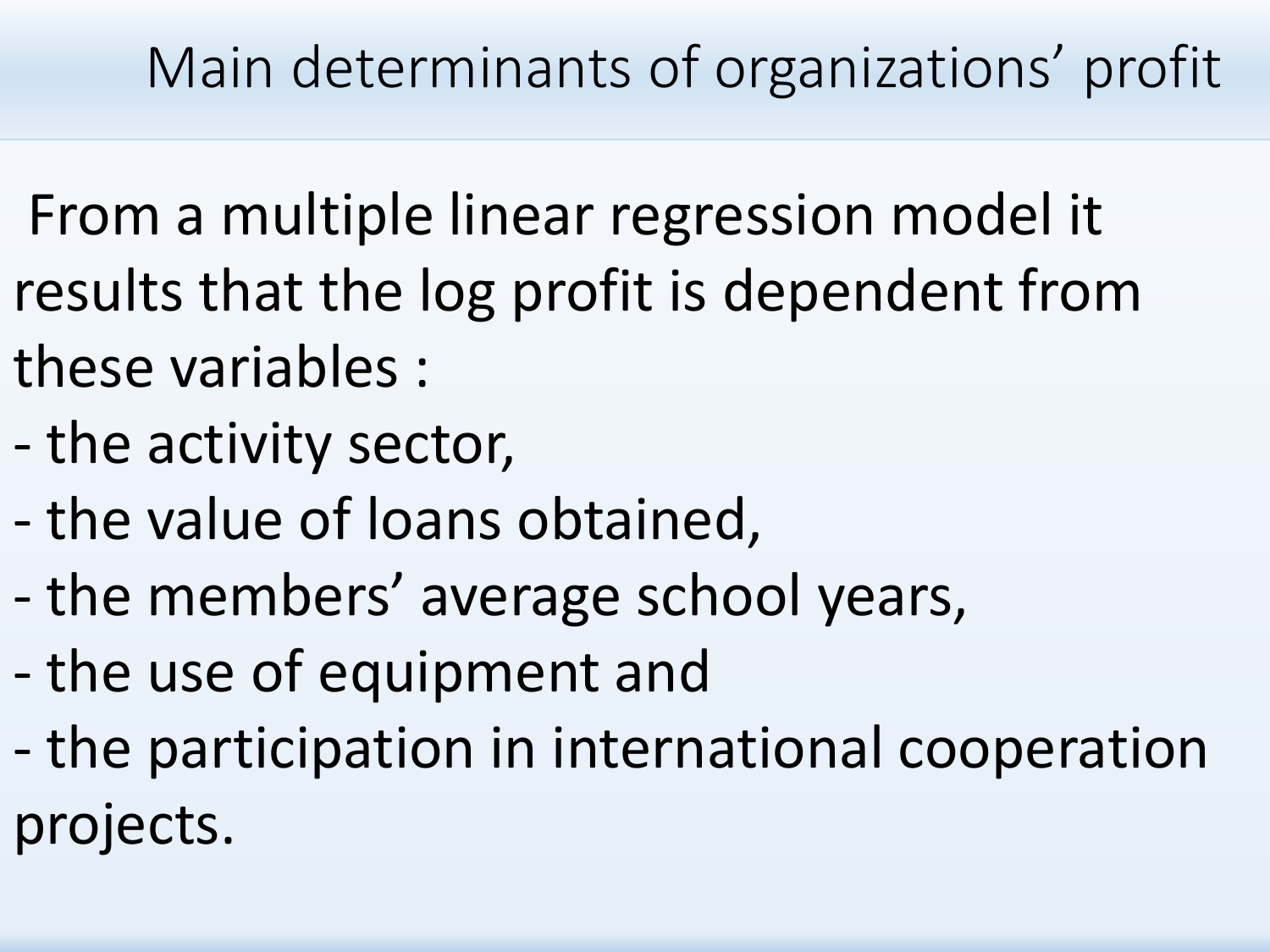# Main determinants of organizations' profit

From a multiple linear regression model it results that the log profit is dependent from these variables :

- the activity sector,
- the value of loans obtained,
- the members' average school years,
- the use of equipment and
- the participation in international cooperation projects.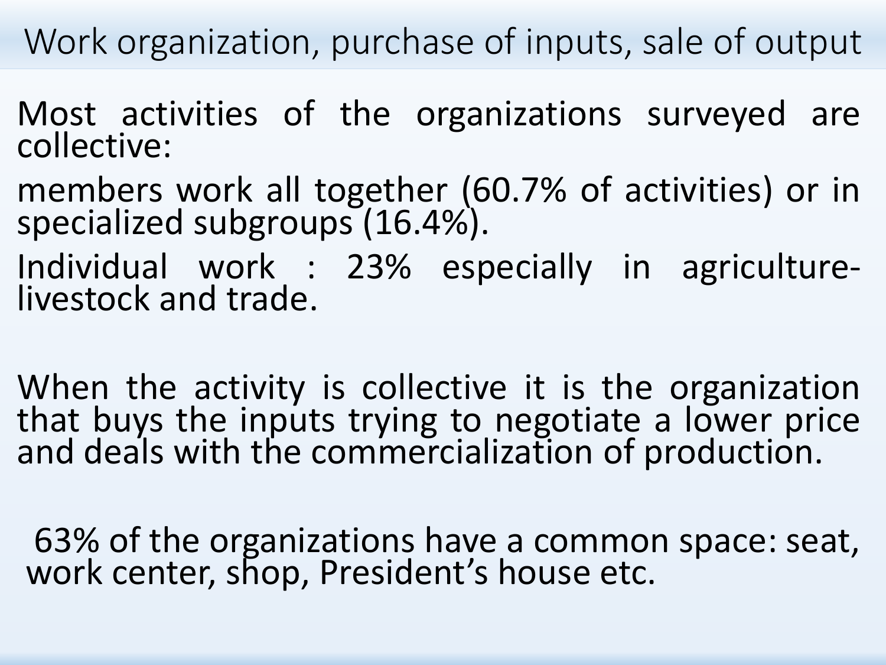# Work organization, purchase of inputs, sale of output

Most activities of the organizations surveyed are collective:

members work all together (60.7% of activities) or in specialized subgroups (16.4%).

Individual work : 23% especially in agriculture-livestock and trade.

When the activity is collective it is the organization that buys the inputs trying to negotiate a lower price and deals with the commercialization of production.

63% of the organizations have a common space: seat, work center, shop, President's house etc.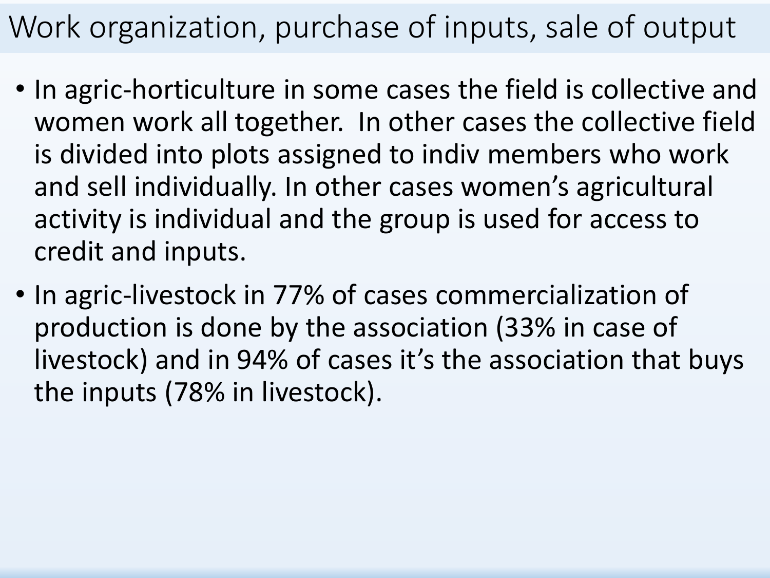# Work organization, purchase of inputs, sale of output

- In agric-horticulture in some cases the field is collective and women work all together. In other cases the collective field is divided into plots assigned to indiv members who work and sell individually. In other cases women's agricultural activity is individual and the group is used for access to credit and inputs.
- In agric-livestock in 77% of cases commercialization of production is done by the association (33% in case of livestock) and in 94% of cases it's the association that buys the inputs (78% in livestock).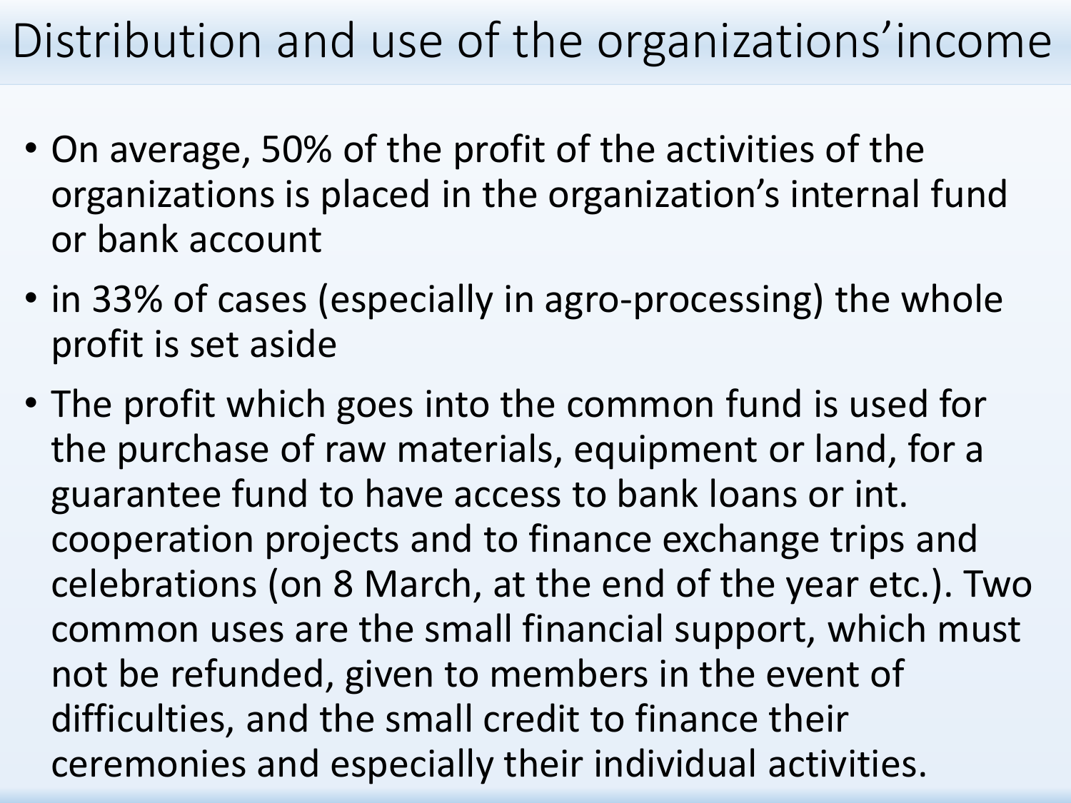# Distribution and use of the organizations' income

- On average, 50% of the profit of the activities of the organizations is placed in the organization's internal fund or bank account
- in 33% of cases (especially in agro-processing) the whole profit is set aside
- The profit which goes into the common fund is used for the purchase of raw materials, equipment or land, for a guarantee fund to have access to bank loans or int. cooperation projects and to finance exchange trips and celebrations (on 8 March, at the end of the year etc.). Two common uses are the small financial support, which must not be refunded, given to members in the event of difficulties, and the small credit to finance their ceremonies and especially their individual activities.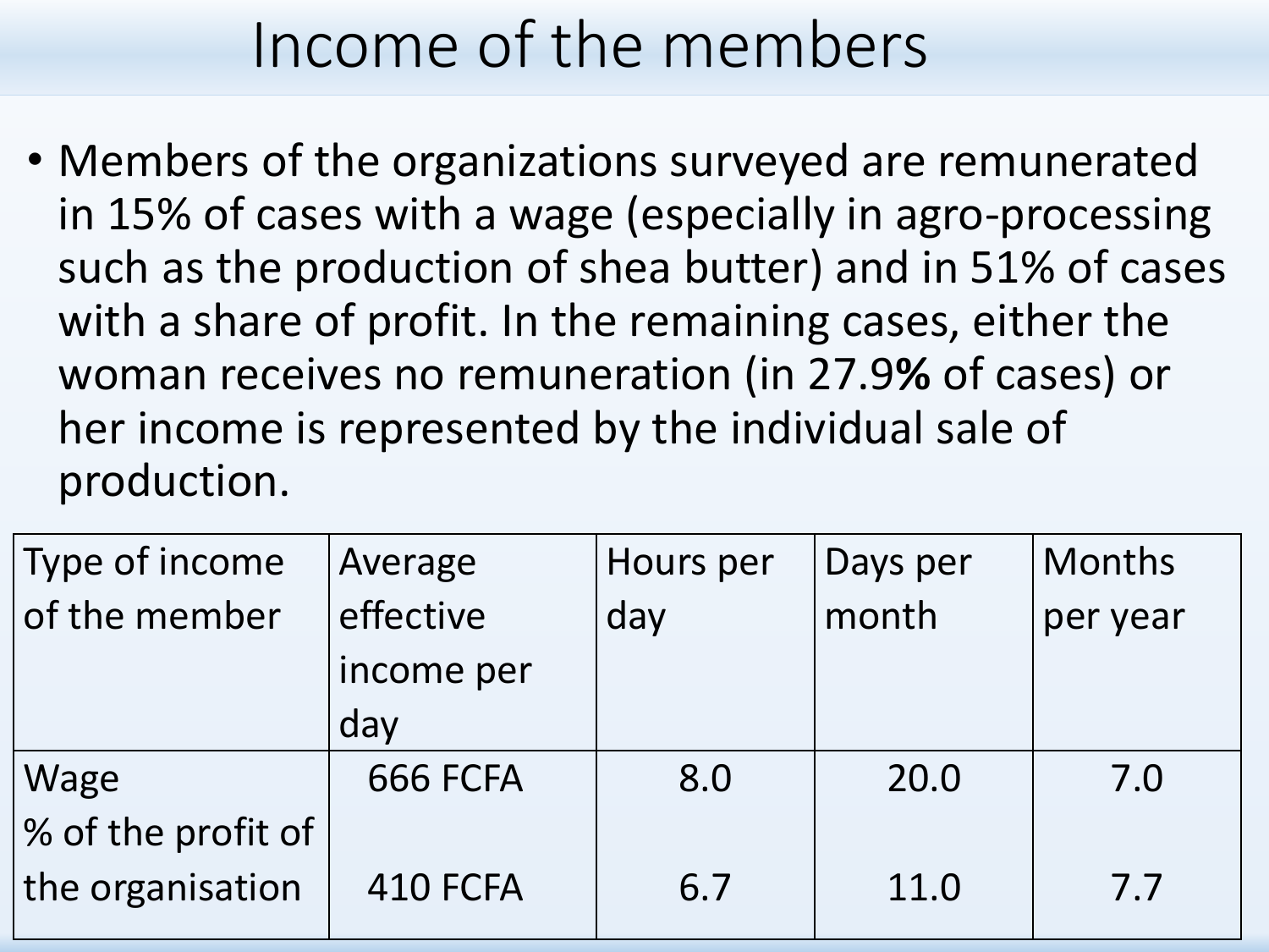# Income of the members

- Members of the organizations surveyed are remunerated in 15% of cases with a wage (especially in agro-processing such as the production of shea butter) and in 51% of cases with a share of profit. In the remaining cases, either the woman receives no remuneration (in 27.9**%** of cases) or her income is represented by the individual sale of production.

| Type of income of the member | Average effective income per day | Hours per day | Days per month | Months per year |
|---|---|---|---|---|
| Wage | 666 FCFA | 8.0 | 20.0 | 7.0 |
| % of the profit of the organisation | 410 FCFA | 6.7 | 11.0 | 7.7 |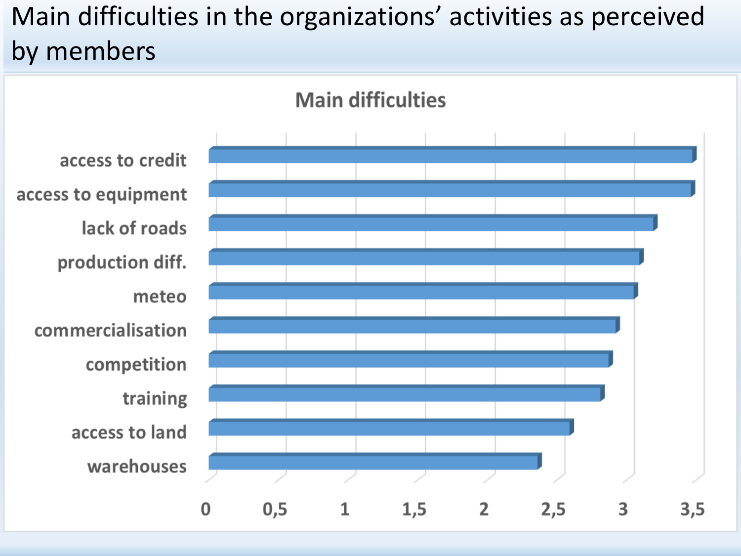# Main difficulties in the organizations' activities as perceived by members

**Main difficulties**

- access to credit
- access to equipment
- lack of roads
- production diff.
- meteo
- commercialisation
- competition
- training
- access to land
- warehouses

0 | 0,5 | 1 | 1,5 | 2 | 2,5 | 3 | 3,5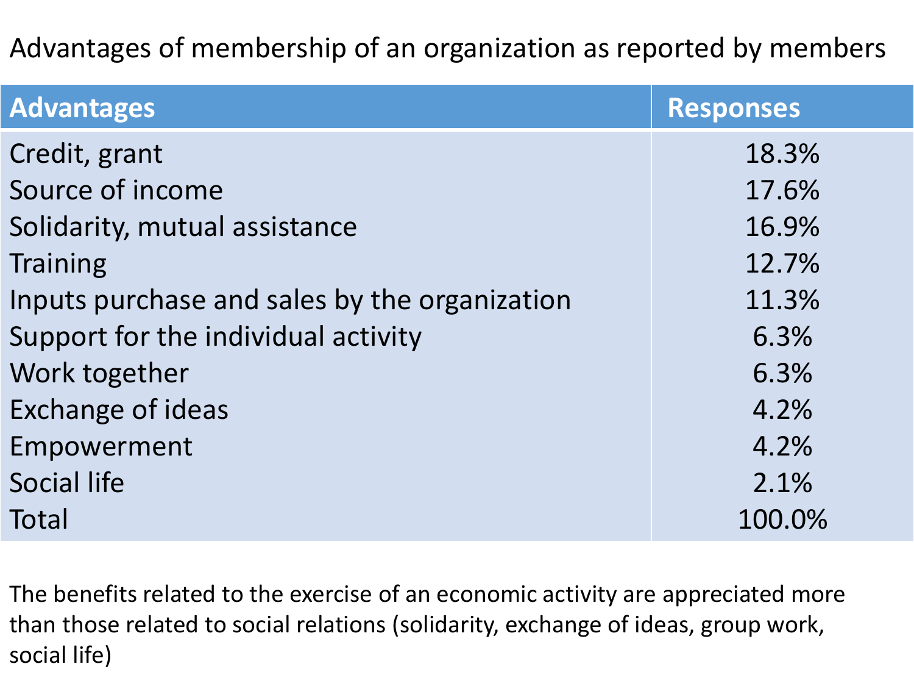## Advantages of membership of an organization as reported by members

| Advantages | Responses |
| --- | --- |
| Credit, grant | 18.3% |
| Source of income | 17.6% |
| Solidarity, mutual assistance | 16.9% |
| Training | 12.7% |
| Inputs purchase and sales by the organization | 11.3% |
| Support for the individual activity | 6.3% |
| Work together | 6.3% |
| Exchange of ideas | 4.2% |
| Empowerment | 4.2% |
| Social life | 2.1% |
| Total | 100.0% |

The benefits related to the exercise of an economic activity are appreciated more than those related to social relations (solidarity, exchange of ideas, group work, social life)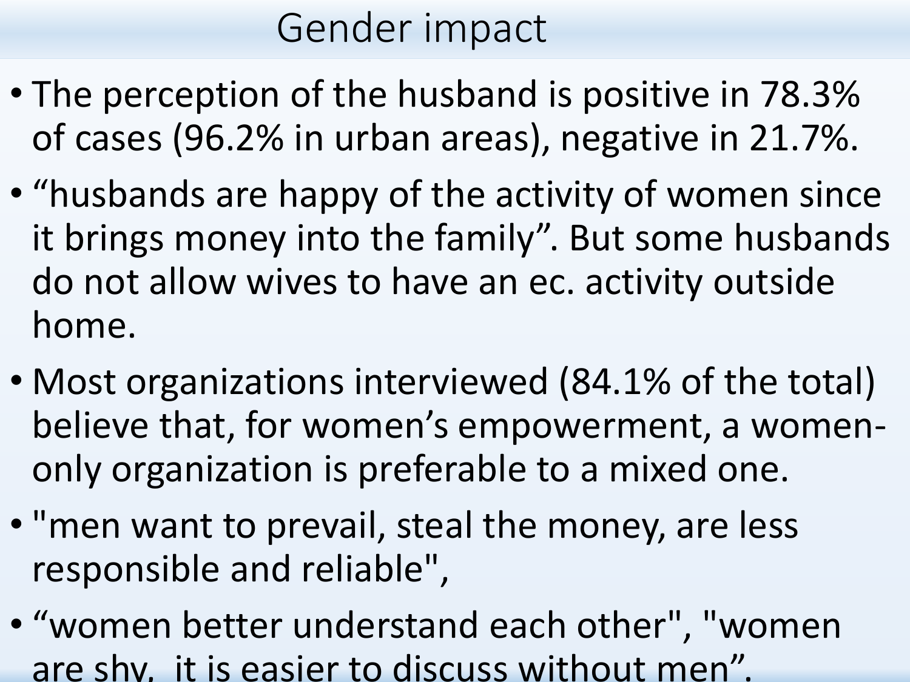# Gender impact

- The perception of the husband is positive in 78.3% of cases (96.2% in urban areas), negative in 21.7%.
- “husbands are happy of the activity of women since it brings money into the family”. But some husbands do not allow wives to have an ec. activity outside home.
- Most organizations interviewed (84.1% of the total) believe that, for women’s empowerment, a women-only organization is preferable to a mixed one.
- "men want to prevail, steal the money, are less responsible and reliable",
- “women better understand each other", "women are shy, it is easier to discuss without men”.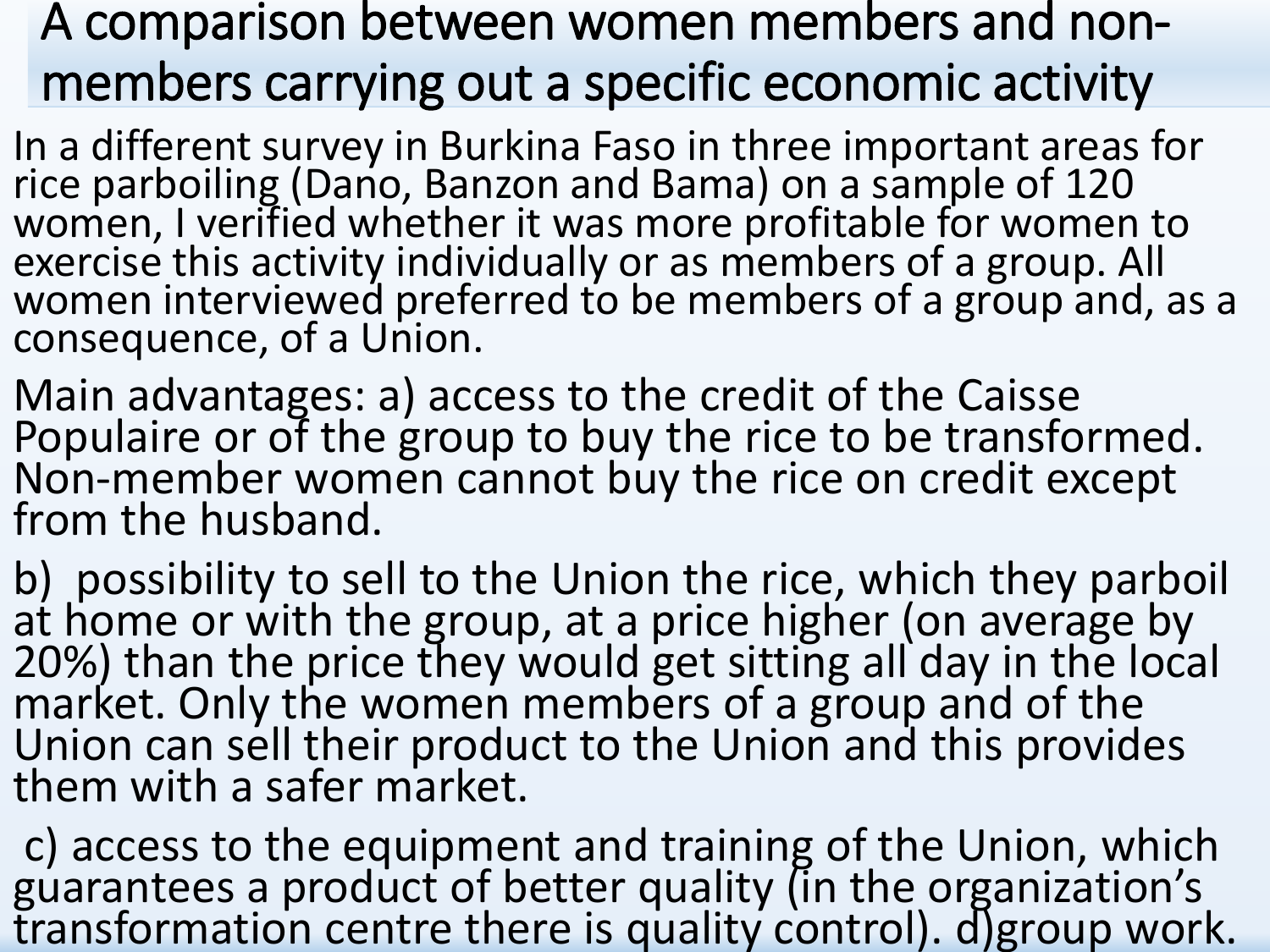# A comparison between women members and non-members carrying out a specific economic activity

In a different survey in Burkina Faso in three important areas for rice parboiling (Dano, Banzon and Bama) on a sample of 120 women, I verified whether it was more profitable for women to exercise this activity individually or as members of a group. All women interviewed preferred to be members of a group and, as a consequence, of a Union.

Main advantages: a) access to the credit of the Caisse Populaire or of the group to buy the rice to be transformed. Non-member women cannot buy the rice on credit except from the husband.

b) possibility to sell to the Union the rice, which they parboil at home or with the group, at a price higher (on average by 20%) than the price they would get sitting all day in the local market. Only the women members of a group and of the Union can sell their product to the Union and this provides them with a safer market.

c) access to the equipment and training of the Union, which guarantees a product of better quality (in the organization's transformation centre there is quality control). d)group work.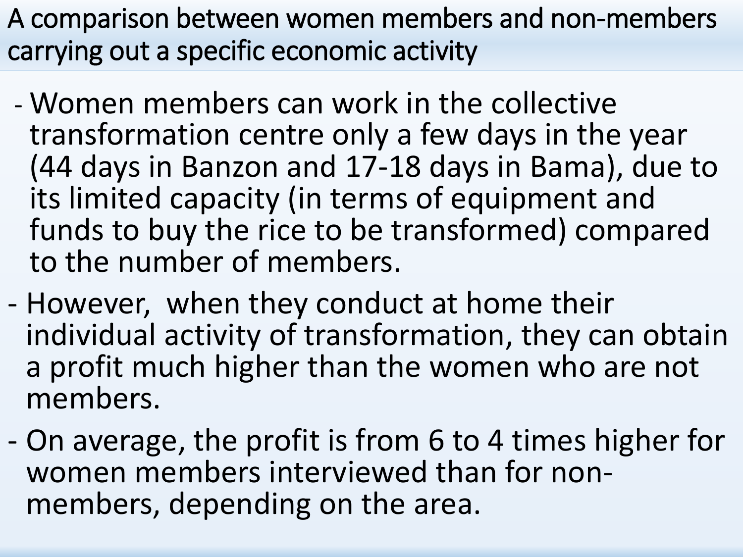# A comparison between women members and non-members carrying out a specific economic activity

- Women members can work in the collective transformation centre only a few days in the year (44 days in Banzon and 17-18 days in Bama), due to its limited capacity (in terms of equipment and funds to buy the rice to be transformed) compared to the number of members.
- However, when they conduct at home their individual activity of transformation, they can obtain a profit much higher than the women who are not members.
- On average, the profit is from 6 to 4 times higher for women members interviewed than for non-members, depending on the area.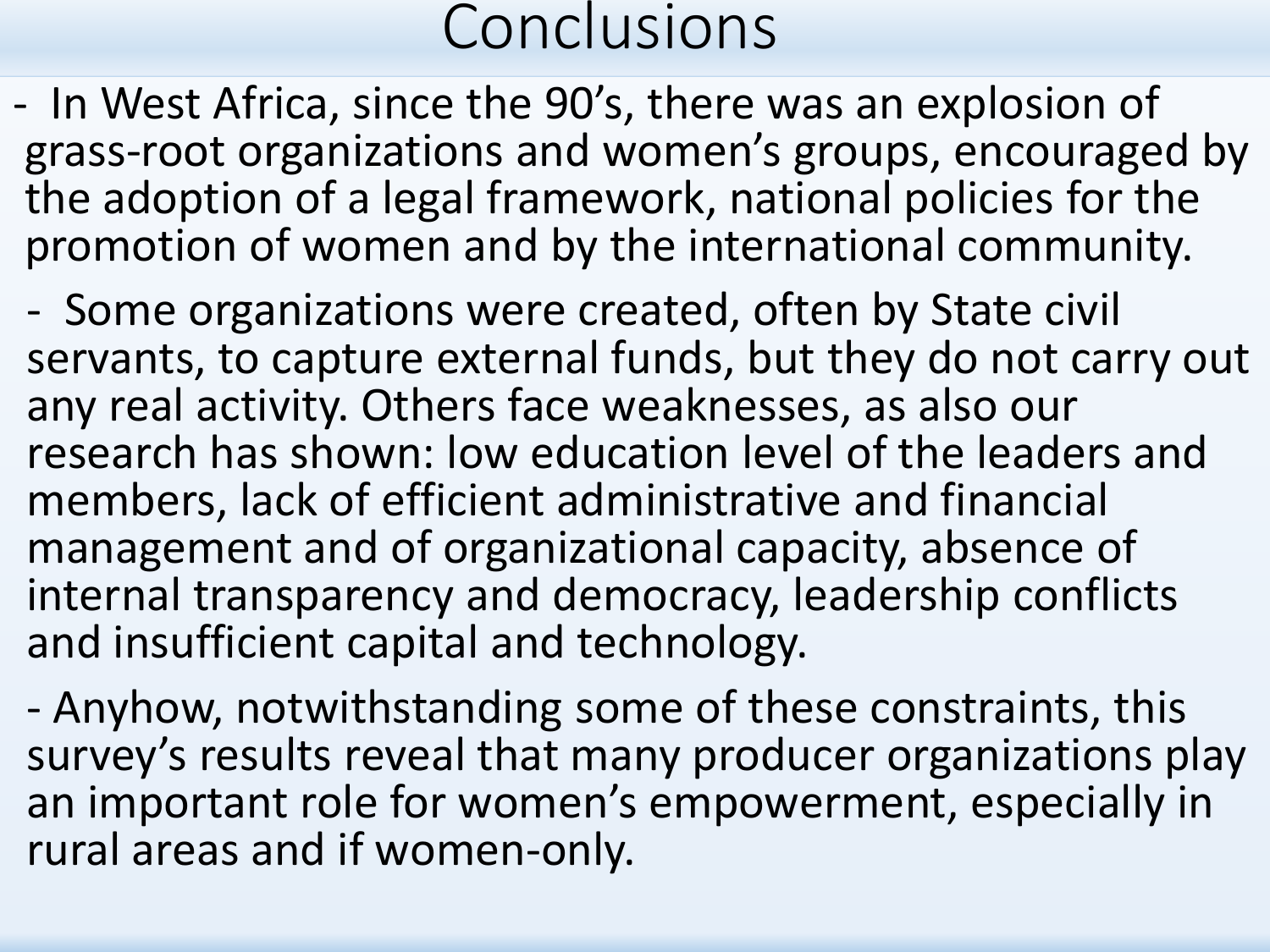# Conclusions

- In West Africa, since the 90's, there was an explosion of grass-root organizations and women's groups, encouraged by the adoption of a legal framework, national policies for the promotion of women and by the international community.
- Some organizations were created, often by State civil servants, to capture external funds, but they do not carry out any real activity. Others face weaknesses, as also our research has shown: low education level of the leaders and members, lack of efficient administrative and financial management and of organizational capacity, absence of internal transparency and democracy, leadership conflicts and insufficient capital and technology.
- Anyhow, notwithstanding some of these constraints, this survey's results reveal that many producer organizations play an important role for women's empowerment, especially in rural areas and if women-only.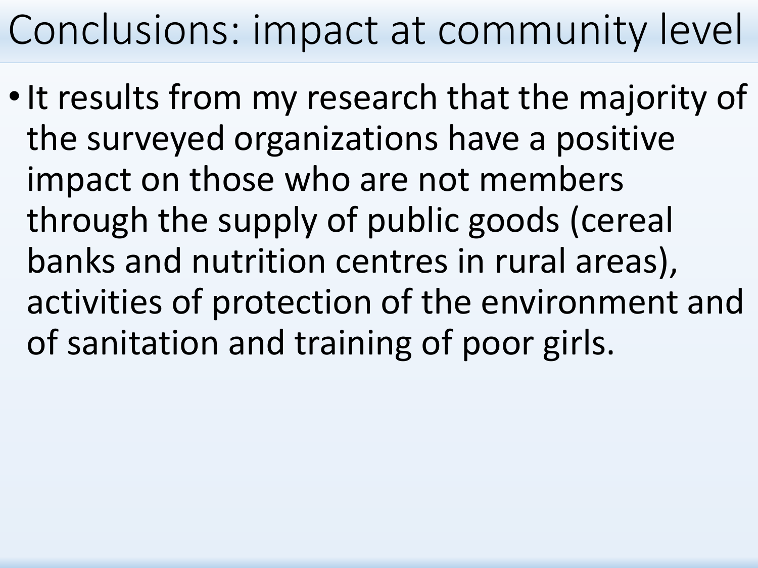# Conclusions: impact at community level

- It results from my research that the majority of the surveyed organizations have a positive impact on those who are not members through the supply of public goods (cereal banks and nutrition centres in rural areas), activities of protection of the environment and of sanitation and training of poor girls.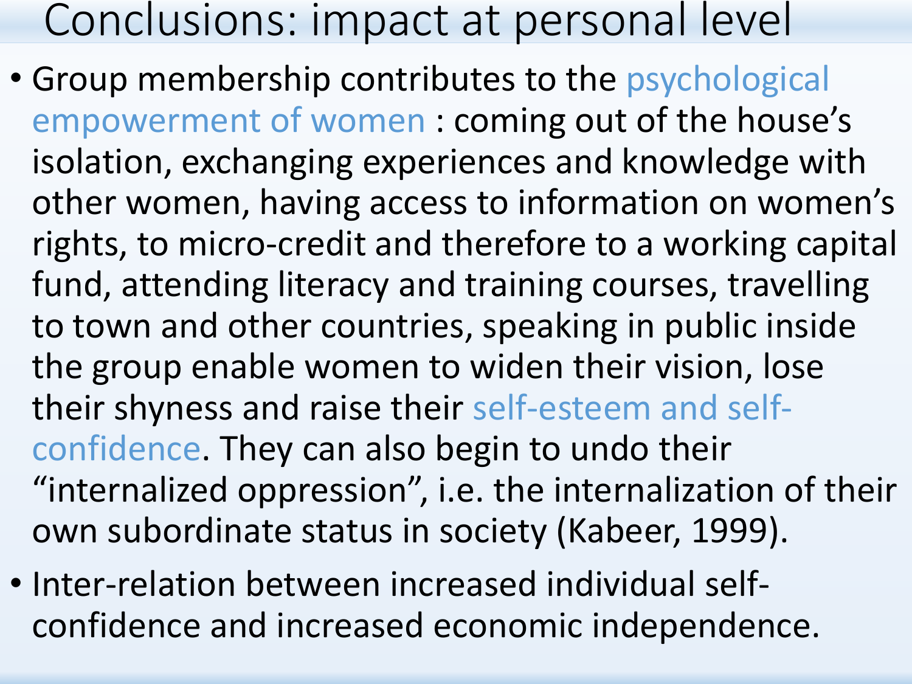# Conclusions: impact at personal level

- Group membership contributes to the psychological empowerment of women : coming out of the house's isolation, exchanging experiences and knowledge with other women, having access to information on women's rights, to micro-credit and therefore to a working capital fund, attending literacy and training courses, travelling to town and other countries, speaking in public inside the group enable women to widen their vision, lose their shyness and raise their self-esteem and self-confidence. They can also begin to undo their "internalized oppression", i.e. the internalization of their own subordinate status in society (Kabeer, 1999).
- Inter-relation between increased individual self-confidence and increased economic independence.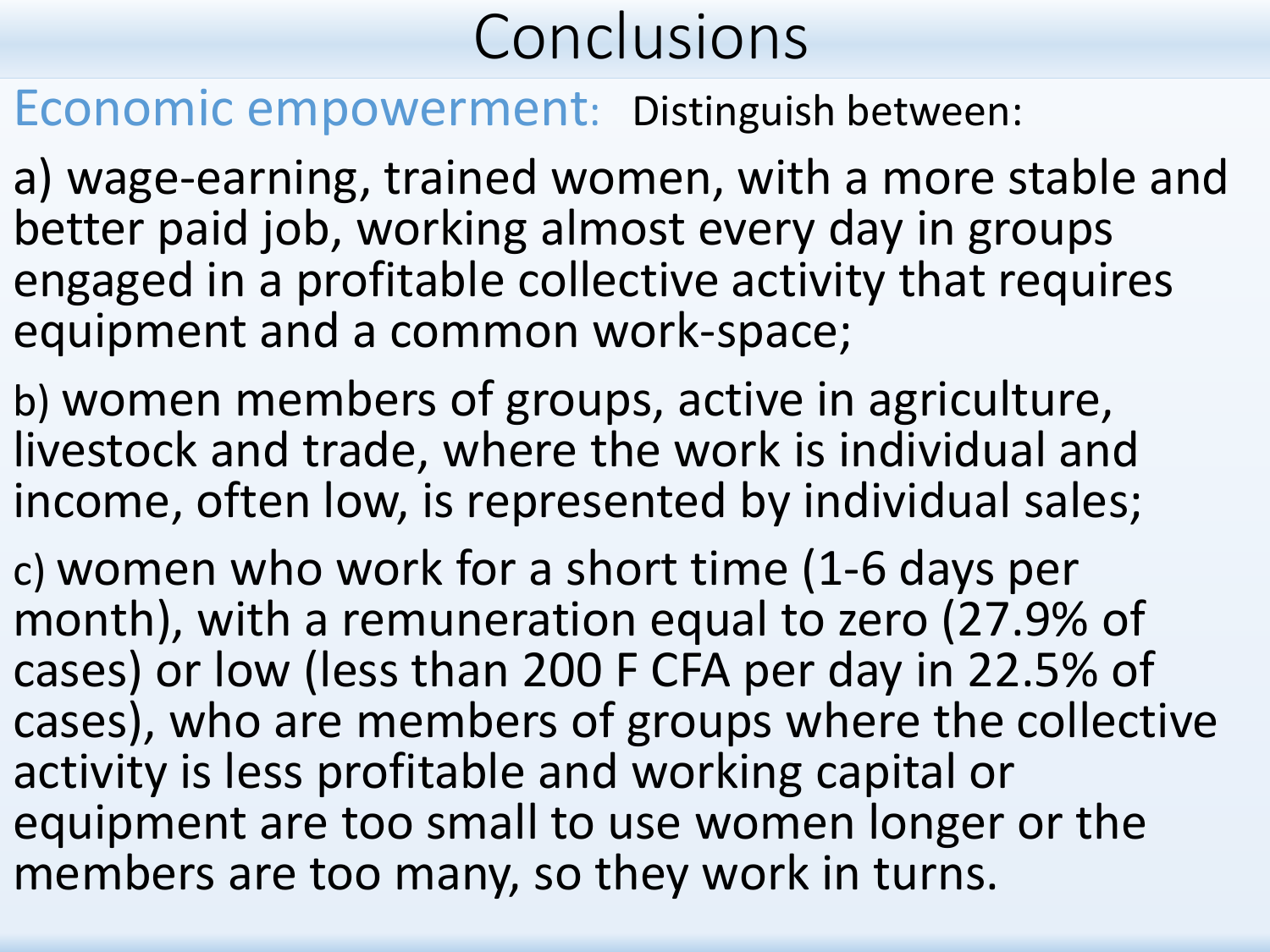# Conclusions

**Economic empowerment:** Distinguish between:

a) wage-earning, trained women, with a more stable and better paid job, working almost every day in groups engaged in a profitable collective activity that requires equipment and a common work-space;

b) women members of groups, active in agriculture, livestock and trade, where the work is individual and income, often low, is represented by individual sales;

c) women who work for a short time (1-6 days per month), with a remuneration equal to zero (27.9% of cases) or low (less than 200 F CFA per day in 22.5% of cases), who are members of groups where the collective activity is less profitable and working capital or equipment are too small to use women longer or the members are too many, so they work in turns.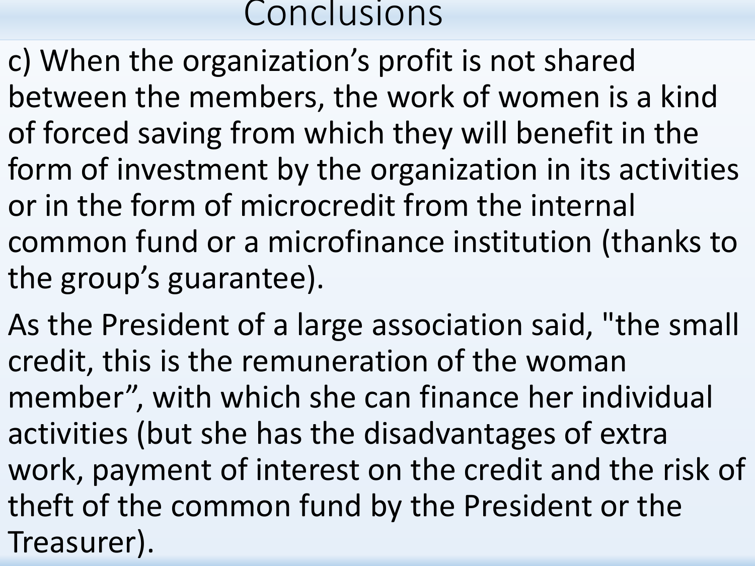# Conclusions

c) When the organization's profit is not shared between the members, the work of women is a kind of forced saving from which they will benefit in the form of investment by the organization in its activities or in the form of microcredit from the internal common fund or a microfinance institution (thanks to the group's guarantee).

As the President of a large association said, "the small credit, this is the remuneration of the woman member", with which she can finance her individual activities (but she has the disadvantages of extra work, payment of interest on the credit and the risk of theft of the common fund by the President or the Treasurer).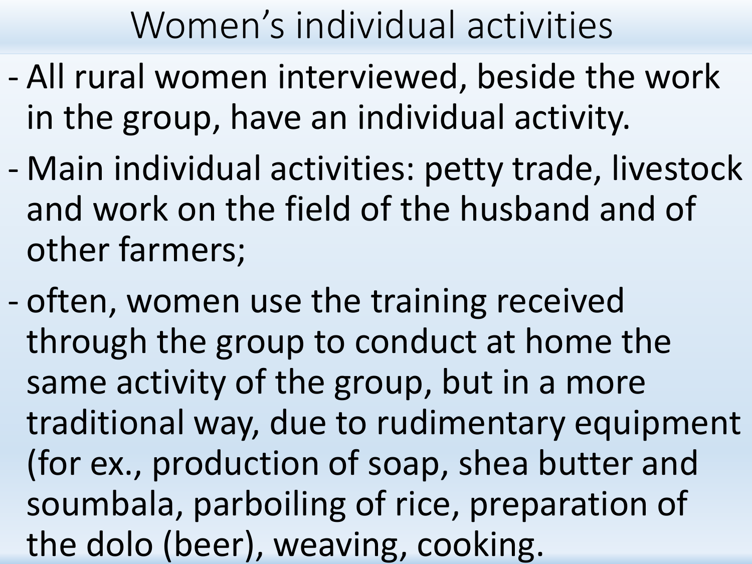# Women's individual activities

- All rural women interviewed, beside the work in the group, have an individual activity.
- Main individual activities: petty trade, livestock and work on the field of the husband and of other farmers;
- often, women use the training received through the group to conduct at home the same activity of the group, but in a more traditional way, due to rudimentary equipment (for ex., production of soap, shea butter and soumbala, parboiling of rice, preparation of the dolo (beer), weaving, cooking.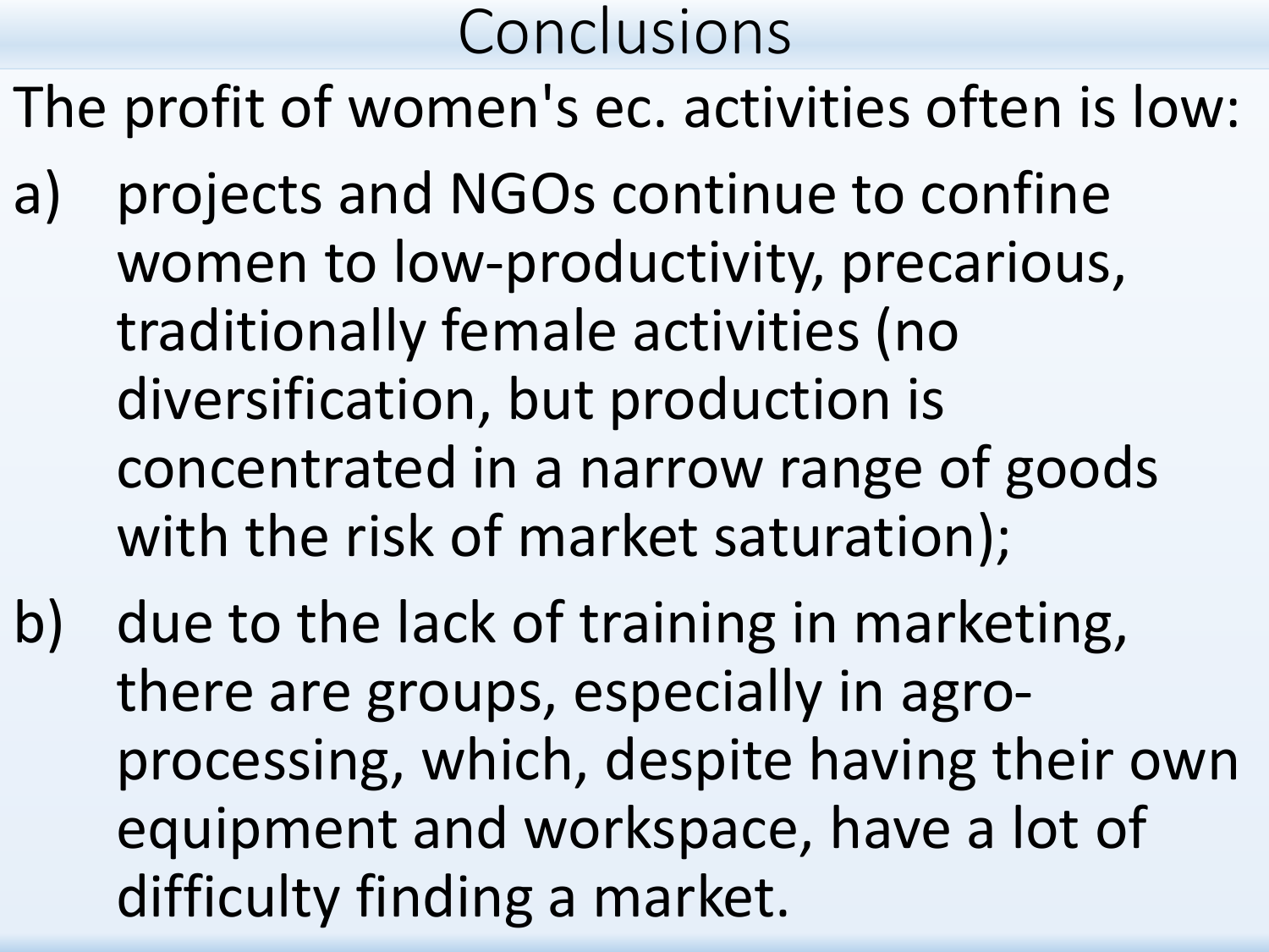# Conclusions

The profit of women's ec. activities often is low:

a) projects and NGOs continue to confine women to low-productivity, precarious, traditionally female activities (no diversification, but production is concentrated in a narrow range of goods with the risk of market saturation);

b) due to the lack of training in marketing, there are groups, especially in agro-processing, which, despite having their own equipment and workspace, have a lot of difficulty finding a market.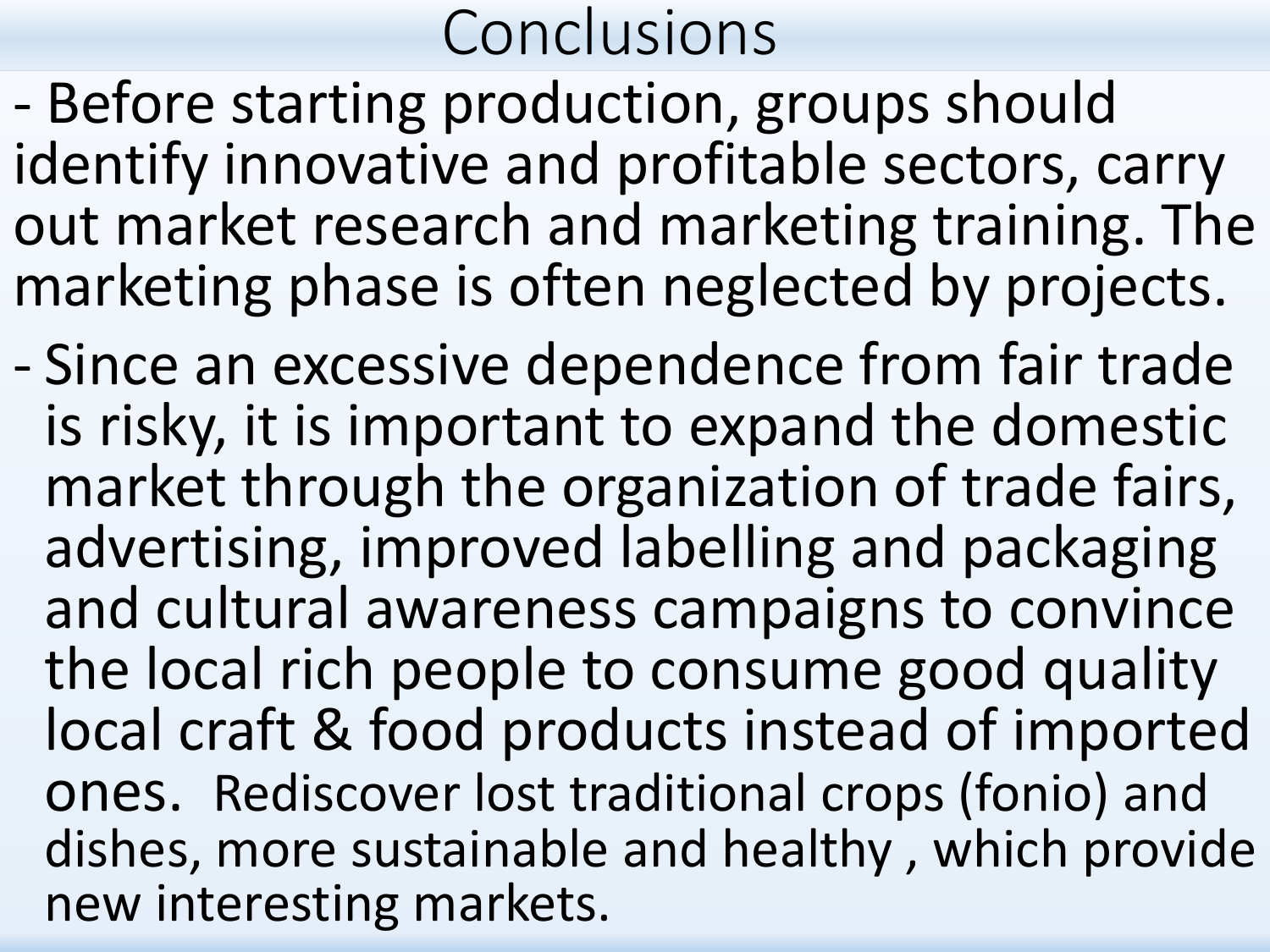# Conclusions

- Before starting production, groups should identify innovative and profitable sectors, carry out market research and marketing training. The marketing phase is often neglected by projects.
- Since an excessive dependence from fair trade is risky, it is important to expand the domestic market through the organization of trade fairs, advertising, improved labelling and packaging and cultural awareness campaigns to convince the local rich people to consume good quality local craft & food products instead of imported ones. Rediscover lost traditional crops (fonio) and dishes, more sustainable and healthy , which provide new interesting markets.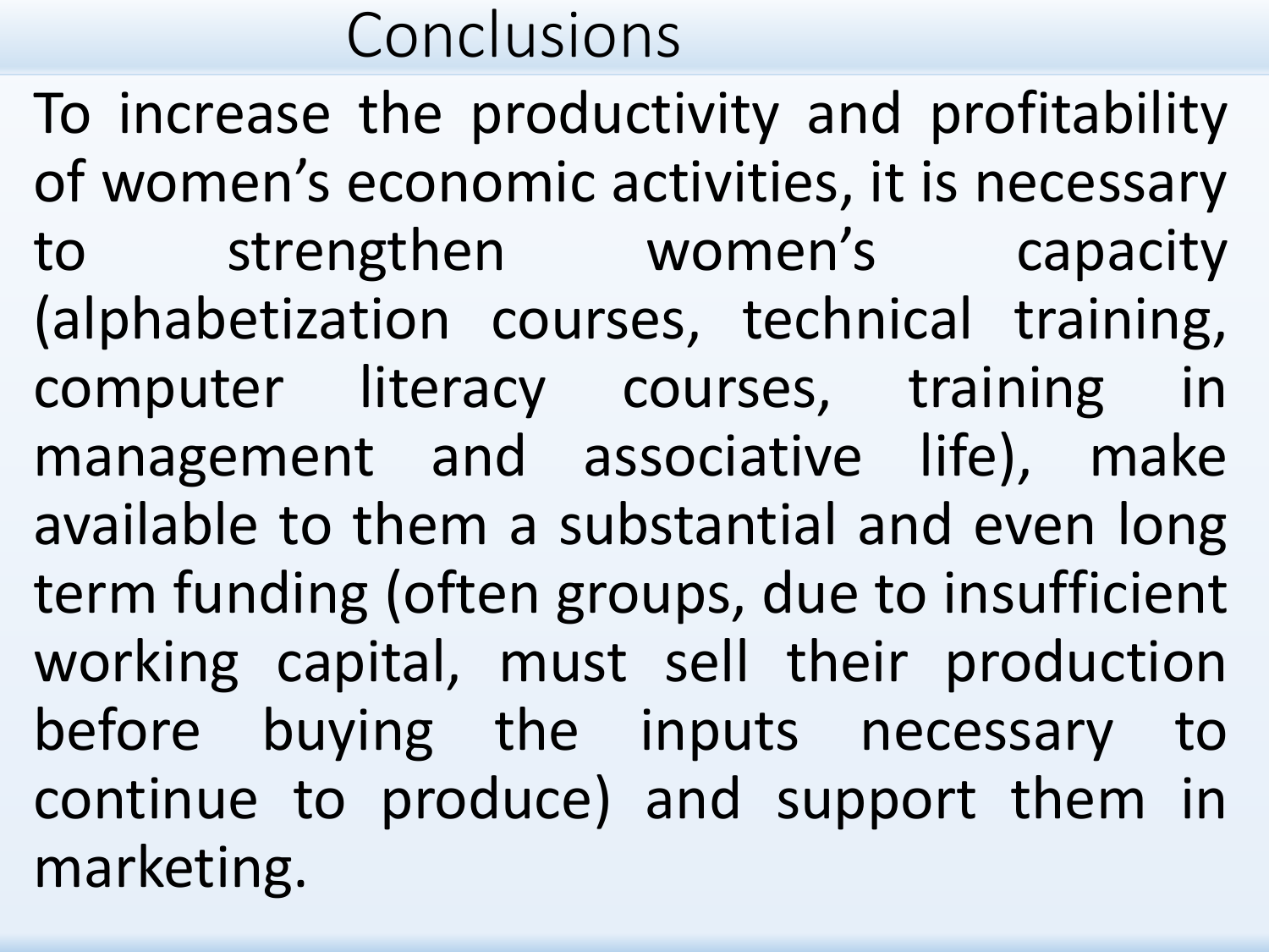# Conclusions

To increase the productivity and profitability of women's economic activities, it is necessary to strengthen women's capacity (alphabetization courses, technical training, computer literacy courses, training in management and associative life), make available to them a substantial and even long term funding (often groups, due to insufficient working capital, must sell their production before buying the inputs necessary to continue to produce) and support them in marketing.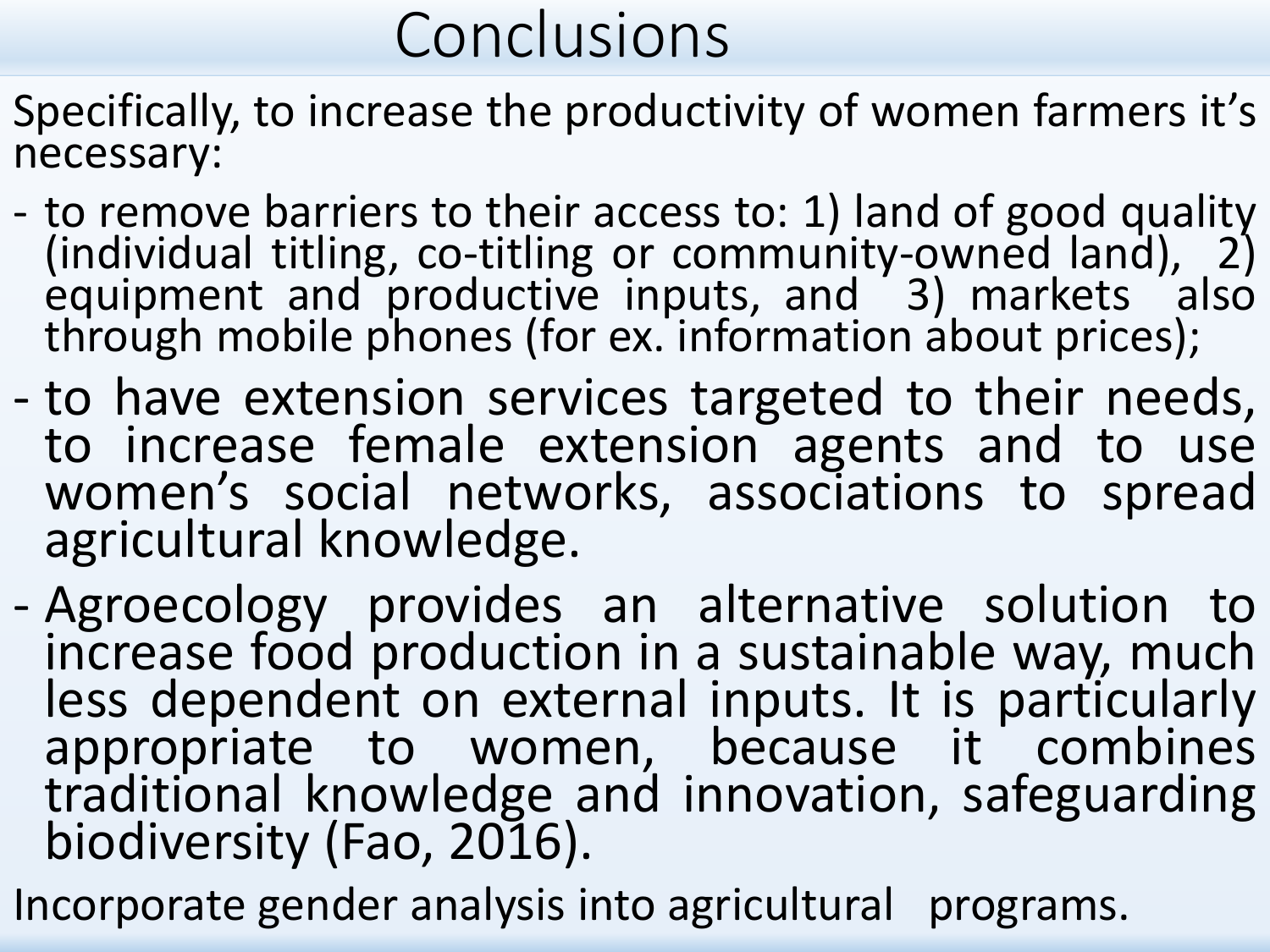# Conclusions

Specifically, to increase the productivity of women farmers it's necessary:

- to remove barriers to their access to: 1) land of good quality (individual titling, co-titling or community-owned land), 2) equipment and productive inputs, and 3) markets also through mobile phones (for ex. information about prices);
- to have extension services targeted to their needs, to increase female extension agents and to use women's social networks, associations to spread agricultural knowledge.
- Agroecology provides an alternative solution to increase food production in a sustainable way, much less dependent on external inputs. It is particularly appropriate to women, because it combines traditional knowledge and innovation, safeguarding biodiversity (Fao, 2016).

Incorporate gender analysis into agricultural programs.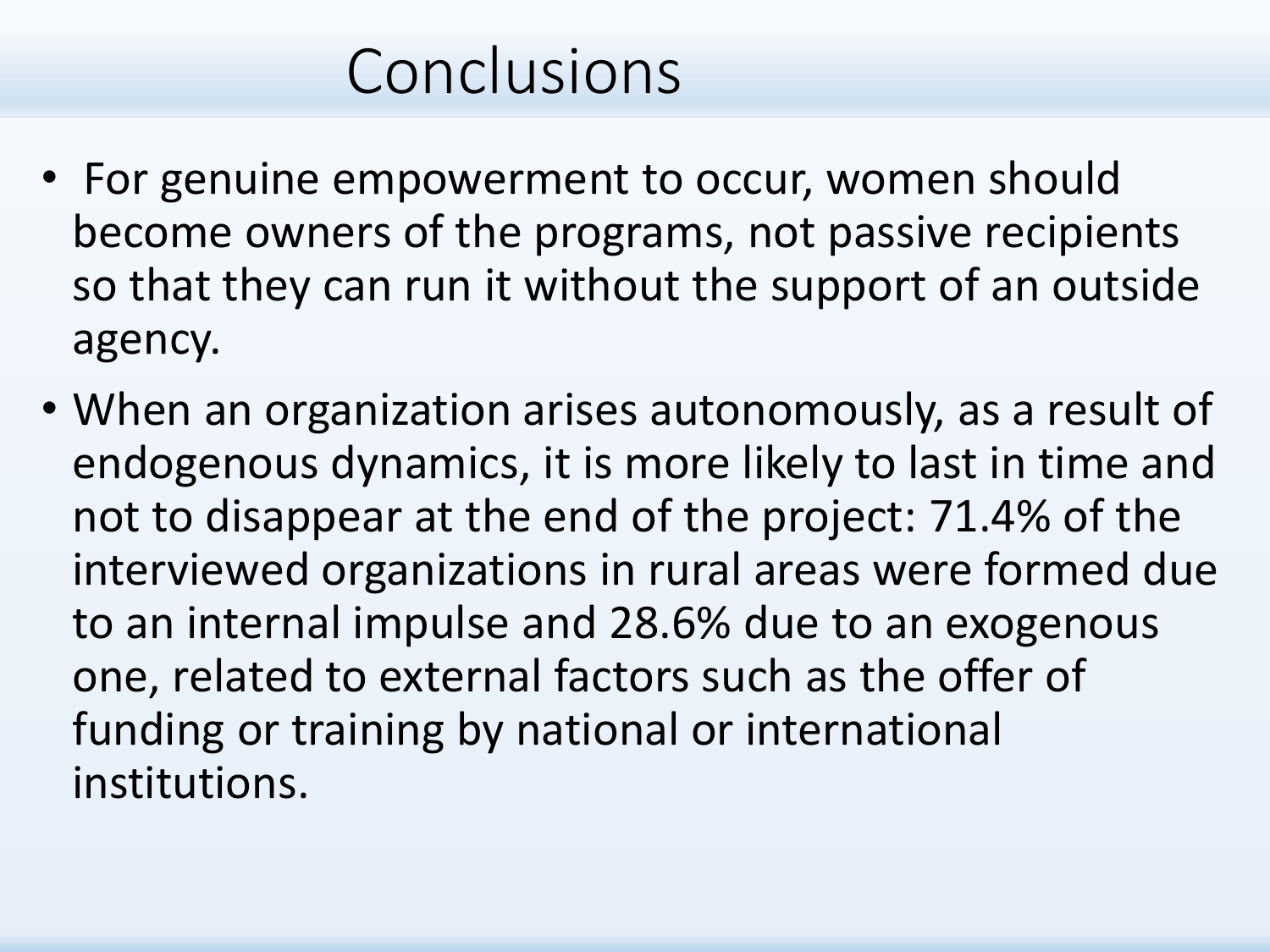# Conclusions

- For genuine empowerment to occur, women should become owners of the programs, not passive recipients so that they can run it without the support of an outside agency.
- When an organization arises autonomously, as a result of endogenous dynamics, it is more likely to last in time and not to disappear at the end of the project: 71.4% of the interviewed organizations in rural areas were formed due to an internal impulse and 28.6% due to an exogenous one, related to external factors such as the offer of funding or training by national or international institutions.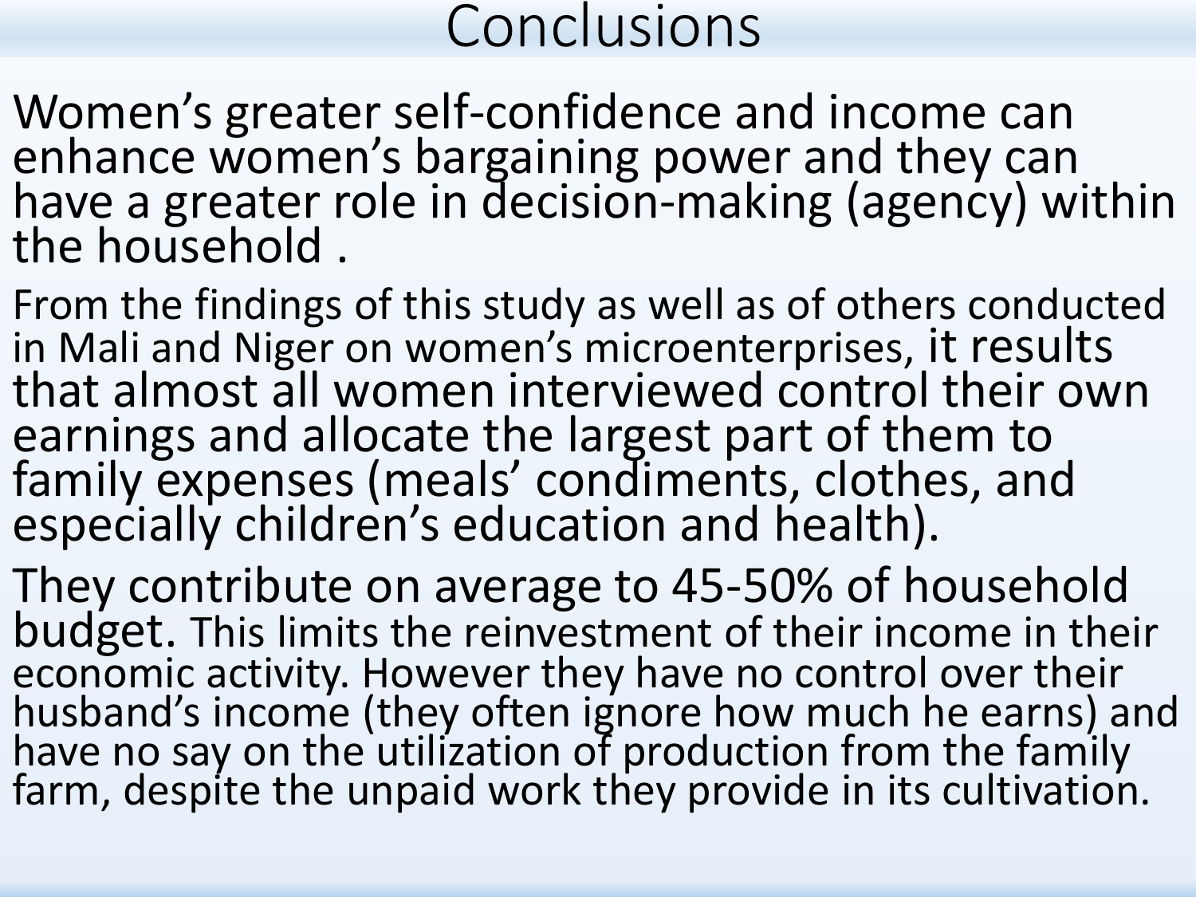# Conclusions

Women's greater self-confidence and income can enhance women's bargaining power and they can have a greater role in decision-making (agency) within the household .

From the findings of this study as well as of others conducted in Mali and Niger on women's microenterprises, it results that almost all women interviewed control their own earnings and allocate the largest part of them to family expenses (meals' condiments, clothes, and especially children's education and health).

They contribute on average to 45-50% of household budget. This limits the reinvestment of their income in their economic activity. However they have no control over their husband's income (they often ignore how much he earns) and have no say on the utilization of production from the family farm, despite the unpaid work they provide in its cultivation.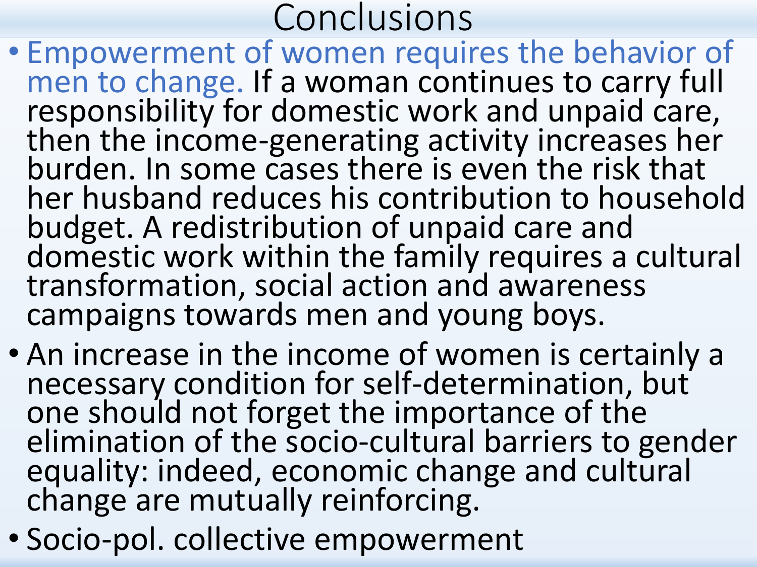# Conclusions

- Empowerment of women requires the behavior of men to change. If a woman continues to carry full responsibility for domestic work and unpaid care, then the income-generating activity increases her burden. In some cases there is even the risk that her husband reduces his contribution to household budget. A redistribution of unpaid care and domestic work within the family requires a cultural transformation, social action and awareness campaigns towards men and young boys.
- An increase in the income of women is certainly a necessary condition for self-determination, but one should not forget the importance of the elimination of the socio-cultural barriers to gender equality: indeed, economic change and cultural change are mutually reinforcing.
- Socio-pol. collective empowerment